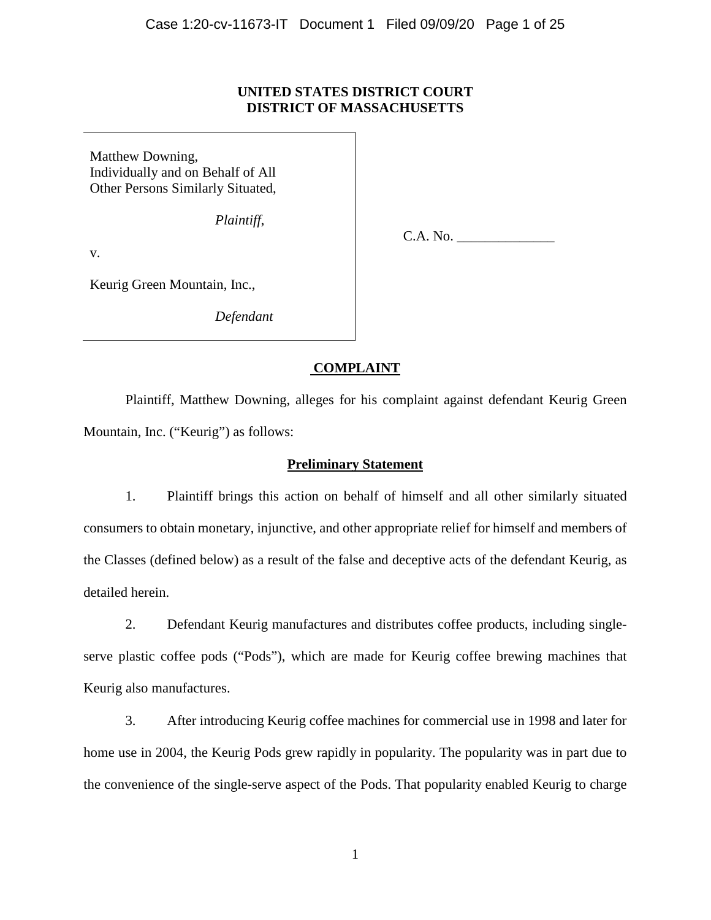**UNITED STATES DISTRICT COURT**
**DISTRICT OF MASSACHUSETTS**

| | |
|---|---|
| Matthew Downing, Individually and on Behalf of All Other Persons Similarly Situated,<br><br>*Plaintiff*,<br><br>v.<br><br>Keurig Green Mountain, Inc.,<br><br>*Defendant* | C.A. No. ______________ |

## COMPLAINT

Plaintiff, Matthew Downing, alleges for his complaint against defendant Keurig Green Mountain, Inc. ("Keurig") as follows:

### Preliminary Statement

1. Plaintiff brings this action on behalf of himself and all other similarly situated consumers to obtain monetary, injunctive, and other appropriate relief for himself and members of the Classes (defined below) as a result of the false and deceptive acts of the defendant Keurig, as detailed herein.

2. Defendant Keurig manufactures and distributes coffee products, including single-serve plastic coffee pods ("Pods"), which are made for Keurig coffee brewing machines that Keurig also manufactures.

3. After introducing Keurig coffee machines for commercial use in 1998 and later for home use in 2004, the Keurig Pods grew rapidly in popularity. The popularity was in part due to the convenience of the single-serve aspect of the Pods. That popularity enabled Keurig to charge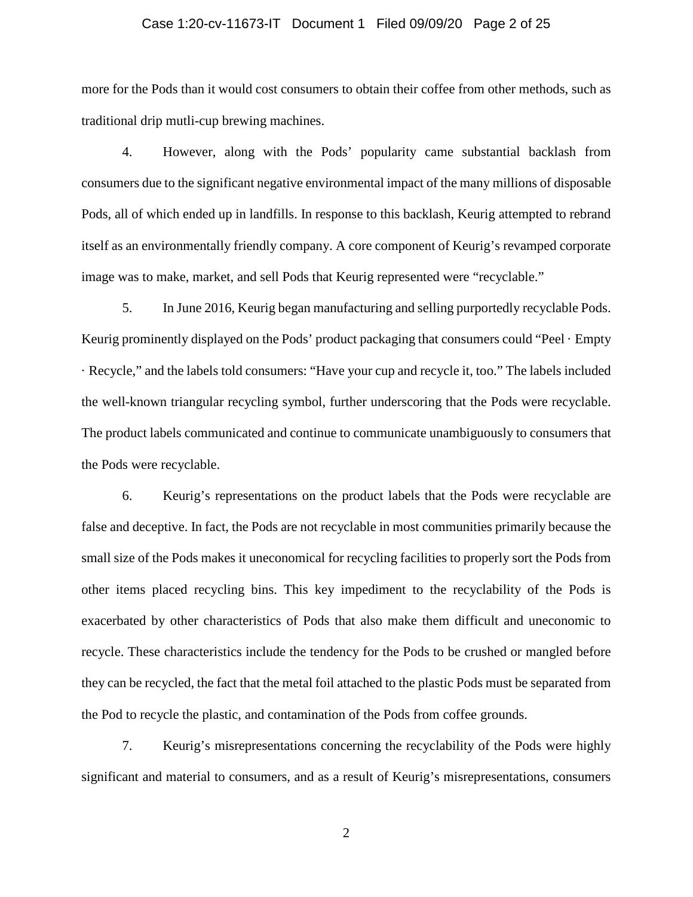more for the Pods than it would cost consumers to obtain their coffee from other methods, such as traditional drip mutli-cup brewing machines.

4. However, along with the Pods' popularity came substantial backlash from consumers due to the significant negative environmental impact of the many millions of disposable Pods, all of which ended up in landfills. In response to this backlash, Keurig attempted to rebrand itself as an environmentally friendly company. A core component of Keurig's revamped corporate image was to make, market, and sell Pods that Keurig represented were "recyclable."

5. In June 2016, Keurig began manufacturing and selling purportedly recyclable Pods. Keurig prominently displayed on the Pods' product packaging that consumers could "Peel · Empty · Recycle," and the labels told consumers: "Have your cup and recycle it, too." The labels included the well-known triangular recycling symbol, further underscoring that the Pods were recyclable. The product labels communicated and continue to communicate unambiguously to consumers that the Pods were recyclable.

6. Keurig's representations on the product labels that the Pods were recyclable are false and deceptive. In fact, the Pods are not recyclable in most communities primarily because the small size of the Pods makes it uneconomical for recycling facilities to properly sort the Pods from other items placed recycling bins. This key impediment to the recyclability of the Pods is exacerbated by other characteristics of Pods that also make them difficult and uneconomic to recycle. These characteristics include the tendency for the Pods to be crushed or mangled before they can be recycled, the fact that the metal foil attached to the plastic Pods must be separated from the Pod to recycle the plastic, and contamination of the Pods from coffee grounds.

7. Keurig's misrepresentations concerning the recyclability of the Pods were highly significant and material to consumers, and as a result of Keurig's misrepresentations, consumers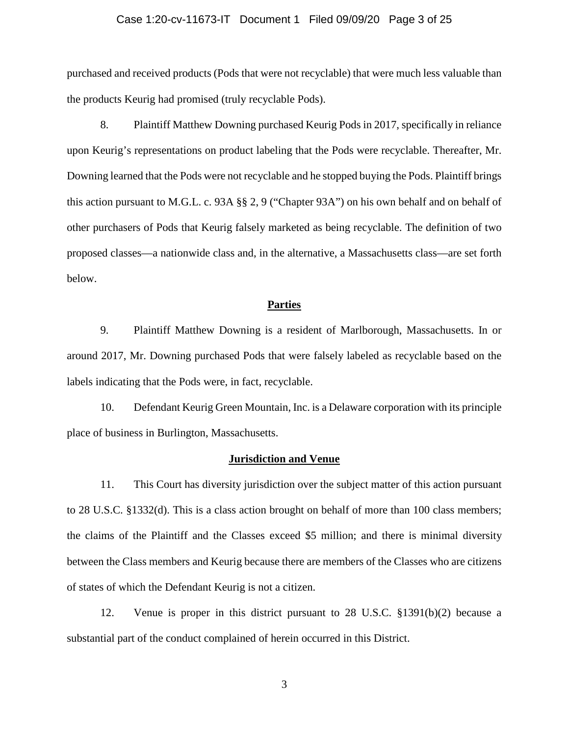purchased and received products (Pods that were not recyclable) that were much less valuable than the products Keurig had promised (truly recyclable Pods).

8. Plaintiff Matthew Downing purchased Keurig Pods in 2017, specifically in reliance upon Keurig's representations on product labeling that the Pods were recyclable. Thereafter, Mr. Downing learned that the Pods were not recyclable and he stopped buying the Pods. Plaintiff brings this action pursuant to M.G.L. c. 93A §§ 2, 9 ("Chapter 93A") on his own behalf and on behalf of other purchasers of Pods that Keurig falsely marketed as being recyclable. The definition of two proposed classes—a nationwide class and, in the alternative, a Massachusetts class—are set forth below.

## Parties

9. Plaintiff Matthew Downing is a resident of Marlborough, Massachusetts. In or around 2017, Mr. Downing purchased Pods that were falsely labeled as recyclable based on the labels indicating that the Pods were, in fact, recyclable.

10. Defendant Keurig Green Mountain, Inc. is a Delaware corporation with its principle place of business in Burlington, Massachusetts.

## Jurisdiction and Venue

11. This Court has diversity jurisdiction over the subject matter of this action pursuant to 28 U.S.C. §1332(d). This is a class action brought on behalf of more than 100 class members; the claims of the Plaintiff and the Classes exceed $5 million; and there is minimal diversity between the Class members and Keurig because there are members of the Classes who are citizens of states of which the Defendant Keurig is not a citizen.

12. Venue is proper in this district pursuant to 28 U.S.C. §1391(b)(2) because a substantial part of the conduct complained of herein occurred in this District.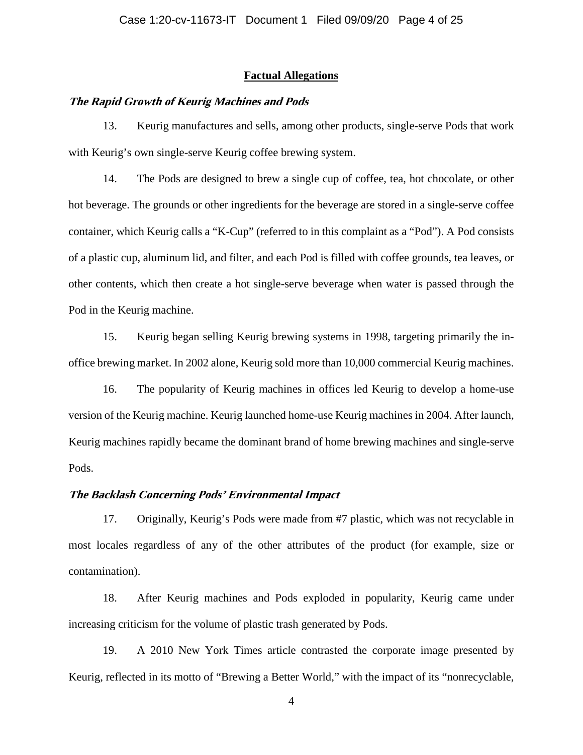## Factual Allegations

***The Rapid Growth of Keurig Machines and Pods***

13. Keurig manufactures and sells, among other products, single-serve Pods that work with Keurig's own single-serve Keurig coffee brewing system.

14. The Pods are designed to brew a single cup of coffee, tea, hot chocolate, or other hot beverage. The grounds or other ingredients for the beverage are stored in a single-serve coffee container, which Keurig calls a "K-Cup" (referred to in this complaint as a "Pod"). A Pod consists of a plastic cup, aluminum lid, and filter, and each Pod is filled with coffee grounds, tea leaves, or other contents, which then create a hot single-serve beverage when water is passed through the Pod in the Keurig machine.

15. Keurig began selling Keurig brewing systems in 1998, targeting primarily the in-office brewing market. In 2002 alone, Keurig sold more than 10,000 commercial Keurig machines.

16. The popularity of Keurig machines in offices led Keurig to develop a home-use version of the Keurig machine. Keurig launched home-use Keurig machines in 2004. After launch, Keurig machines rapidly became the dominant brand of home brewing machines and single-serve Pods.

***The Backlash Concerning Pods' Environmental Impact***

17. Originally, Keurig's Pods were made from #7 plastic, which was not recyclable in most locales regardless of any of the other attributes of the product (for example, size or contamination).

18. After Keurig machines and Pods exploded in popularity, Keurig came under increasing criticism for the volume of plastic trash generated by Pods.

19. A 2010 New York Times article contrasted the corporate image presented by Keurig, reflected in its motto of "Brewing a Better World," with the impact of its "nonrecyclable,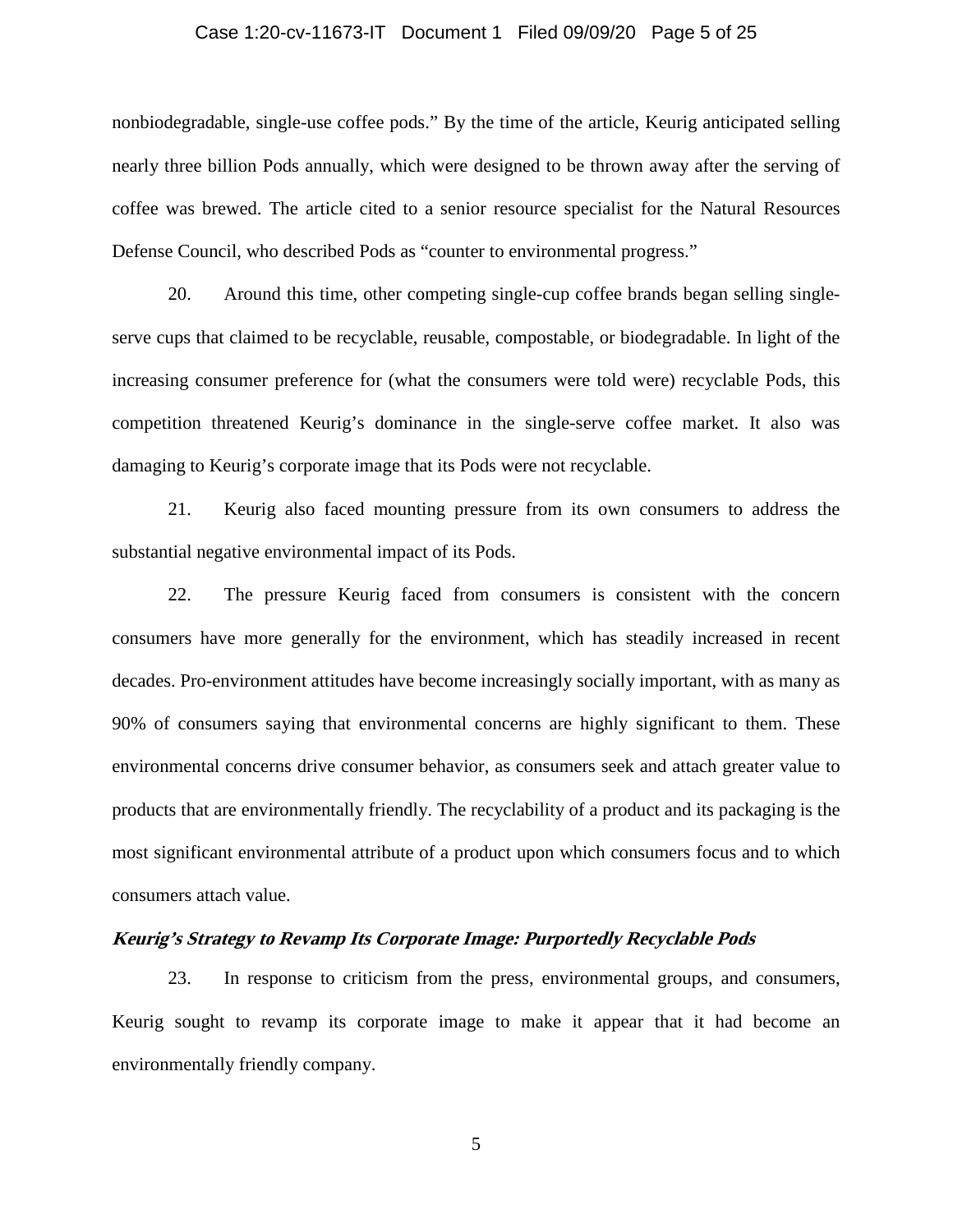nonbiodegradable, single-use coffee pods." By the time of the article, Keurig anticipated selling nearly three billion Pods annually, which were designed to be thrown away after the serving of coffee was brewed. The article cited to a senior resource specialist for the Natural Resources Defense Council, who described Pods as "counter to environmental progress."

20. Around this time, other competing single-cup coffee brands began selling single-serve cups that claimed to be recyclable, reusable, compostable, or biodegradable. In light of the increasing consumer preference for (what the consumers were told were) recyclable Pods, this competition threatened Keurig's dominance in the single-serve coffee market. It also was damaging to Keurig's corporate image that its Pods were not recyclable.

21. Keurig also faced mounting pressure from its own consumers to address the substantial negative environmental impact of its Pods.

22. The pressure Keurig faced from consumers is consistent with the concern consumers have more generally for the environment, which has steadily increased in recent decades. Pro-environment attitudes have become increasingly socially important, with as many as 90% of consumers saying that environmental concerns are highly significant to them. These environmental concerns drive consumer behavior, as consumers seek and attach greater value to products that are environmentally friendly. The recyclability of a product and its packaging is the most significant environmental attribute of a product upon which consumers focus and to which consumers attach value.

***Keurig's Strategy to Revamp Its Corporate Image: Purportedly Recyclable Pods***

23. In response to criticism from the press, environmental groups, and consumers, Keurig sought to revamp its corporate image to make it appear that it had become an environmentally friendly company.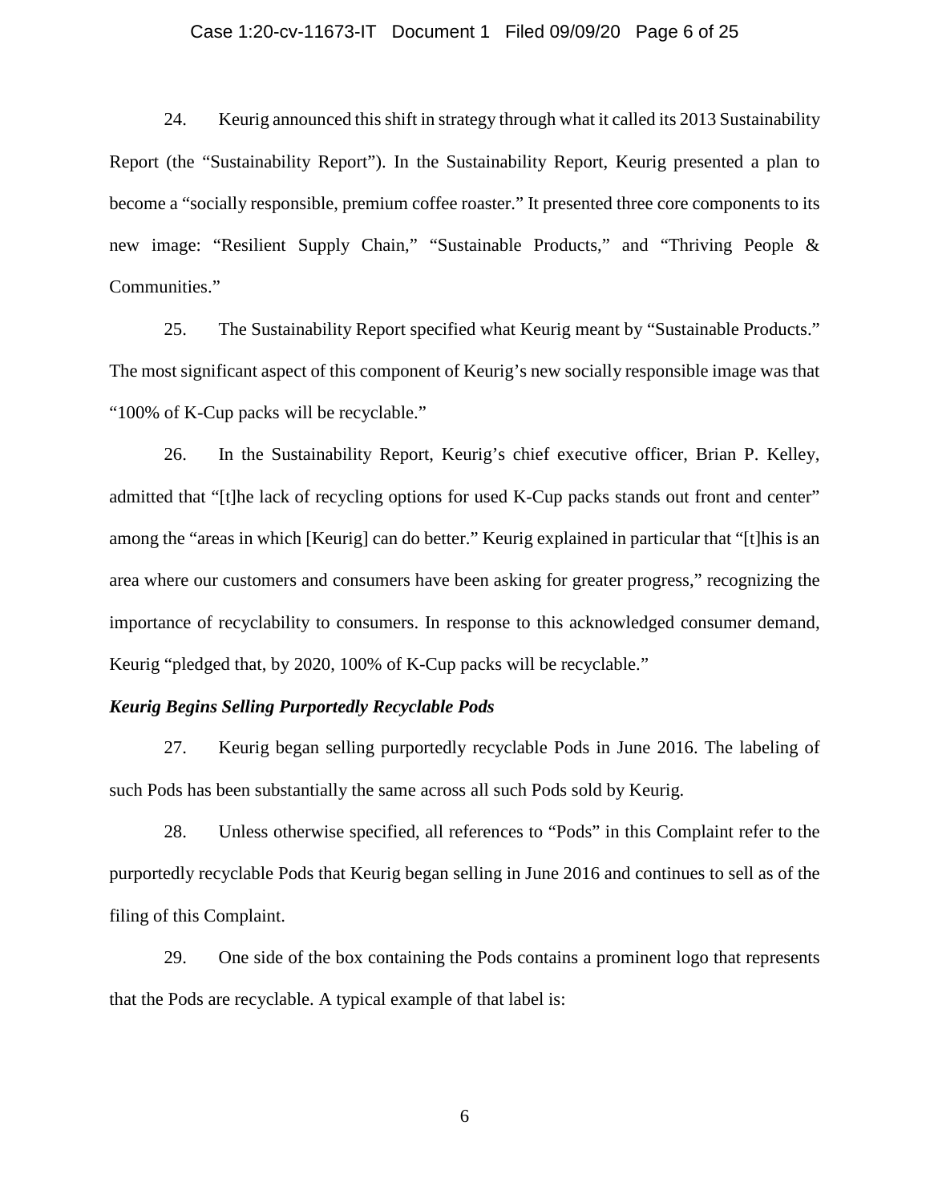24. Keurig announced this shift in strategy through what it called its 2013 Sustainability Report (the "Sustainability Report"). In the Sustainability Report, Keurig presented a plan to become a "socially responsible, premium coffee roaster." It presented three core components to its new image: "Resilient Supply Chain," "Sustainable Products," and "Thriving People & Communities."

25. The Sustainability Report specified what Keurig meant by "Sustainable Products." The most significant aspect of this component of Keurig's new socially responsible image was that "100% of K-Cup packs will be recyclable."

26. In the Sustainability Report, Keurig's chief executive officer, Brian P. Kelley, admitted that "[t]he lack of recycling options for used K-Cup packs stands out front and center" among the "areas in which [Keurig] can do better." Keurig explained in particular that "[t]his is an area where our customers and consumers have been asking for greater progress," recognizing the importance of recyclability to consumers. In response to this acknowledged consumer demand, Keurig "pledged that, by 2020, 100% of K-Cup packs will be recyclable."

***Keurig Begins Selling Purportedly Recyclable Pods***

27. Keurig began selling purportedly recyclable Pods in June 2016. The labeling of such Pods has been substantially the same across all such Pods sold by Keurig.

28. Unless otherwise specified, all references to "Pods" in this Complaint refer to the purportedly recyclable Pods that Keurig began selling in June 2016 and continues to sell as of the filing of this Complaint.

29. One side of the box containing the Pods contains a prominent logo that represents that the Pods are recyclable. A typical example of that label is: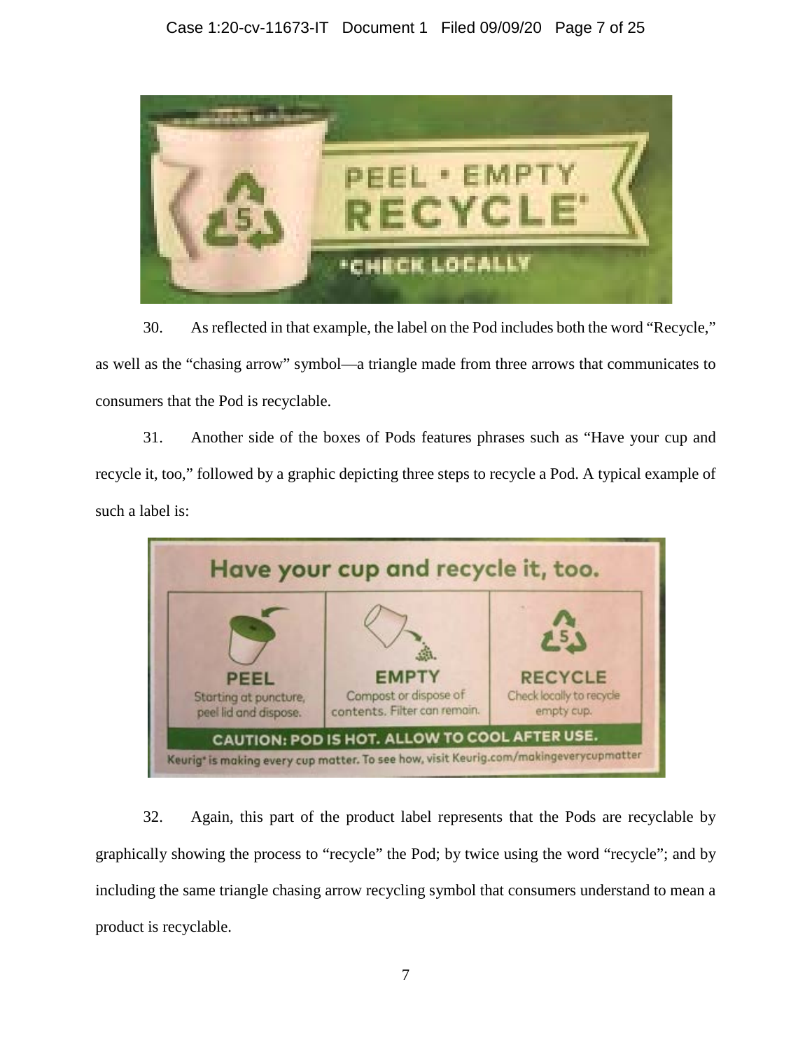30. As reflected in that example, the label on the Pod includes both the word "Recycle," as well as the "chasing arrow" symbol—a triangle made from three arrows that communicates to consumers that the Pod is recyclable.

31. Another side of the boxes of Pods features phrases such as "Have your cup and recycle it, too," followed by a graphic depicting three steps to recycle a Pod. A typical example of such a label is:

32. Again, this part of the product label represents that the Pods are recyclable by graphically showing the process to "recycle" the Pod; by twice using the word "recycle"; and by including the same triangle chasing arrow recycling symbol that consumers understand to mean a product is recyclable.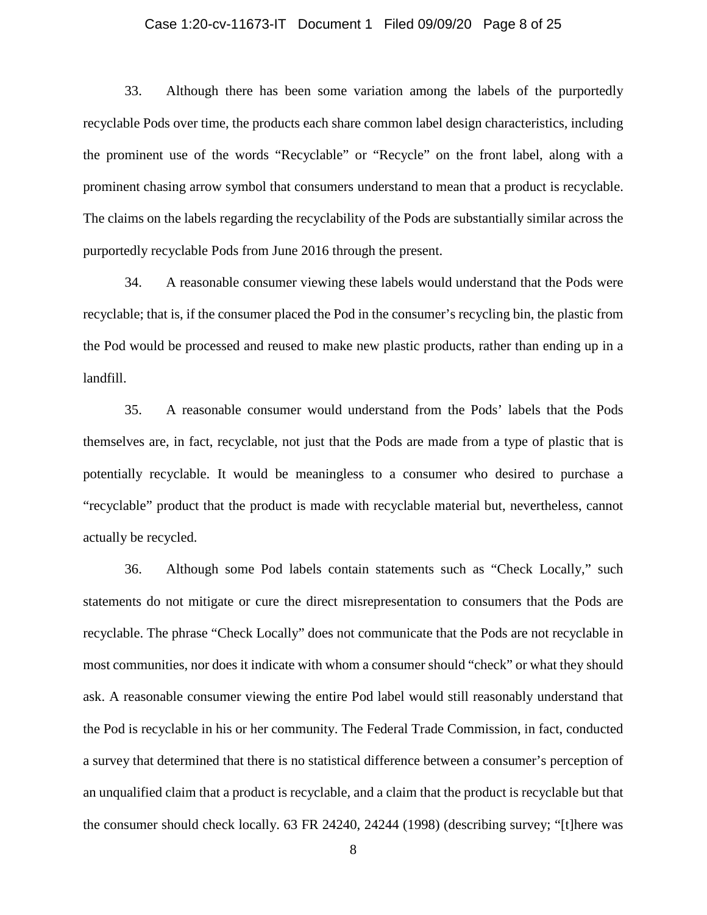33. Although there has been some variation among the labels of the purportedly recyclable Pods over time, the products each share common label design characteristics, including the prominent use of the words "Recyclable" or "Recycle" on the front label, along with a prominent chasing arrow symbol that consumers understand to mean that a product is recyclable. The claims on the labels regarding the recyclability of the Pods are substantially similar across the purportedly recyclable Pods from June 2016 through the present.

34. A reasonable consumer viewing these labels would understand that the Pods were recyclable; that is, if the consumer placed the Pod in the consumer's recycling bin, the plastic from the Pod would be processed and reused to make new plastic products, rather than ending up in a landfill.

35. A reasonable consumer would understand from the Pods' labels that the Pods themselves are, in fact, recyclable, not just that the Pods are made from a type of plastic that is potentially recyclable. It would be meaningless to a consumer who desired to purchase a "recyclable" product that the product is made with recyclable material but, nevertheless, cannot actually be recycled.

36. Although some Pod labels contain statements such as "Check Locally," such statements do not mitigate or cure the direct misrepresentation to consumers that the Pods are recyclable. The phrase "Check Locally" does not communicate that the Pods are not recyclable in most communities, nor does it indicate with whom a consumer should "check" or what they should ask. A reasonable consumer viewing the entire Pod label would still reasonably understand that the Pod is recyclable in his or her community. The Federal Trade Commission, in fact, conducted a survey that determined that there is no statistical difference between a consumer's perception of an unqualified claim that a product is recyclable, and a claim that the product is recyclable but that the consumer should check locally. 63 FR 24240, 24244 (1998) (describing survey; "[t]here was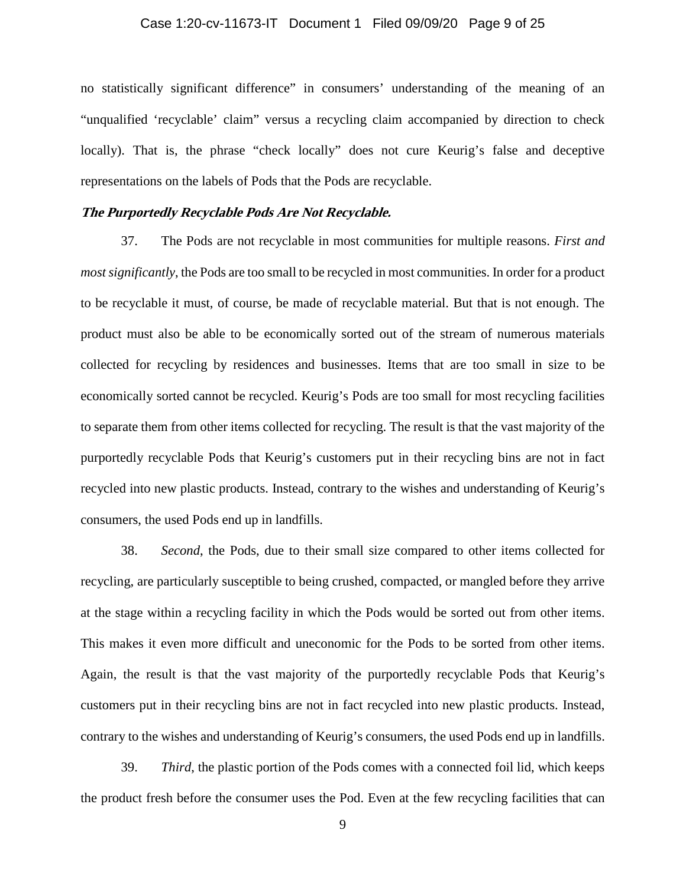no statistically significant difference" in consumers' understanding of the meaning of an "unqualified 'recyclable' claim" versus a recycling claim accompanied by direction to check locally). That is, the phrase "check locally" does not cure Keurig's false and deceptive representations on the labels of Pods that the Pods are recyclable.

***The Purportedly Recyclable Pods Are Not Recyclable.***

37. The Pods are not recyclable in most communities for multiple reasons. *First and most significantly*, the Pods are too small to be recycled in most communities. In order for a product to be recyclable it must, of course, be made of recyclable material. But that is not enough. The product must also be able to be economically sorted out of the stream of numerous materials collected for recycling by residences and businesses. Items that are too small in size to be economically sorted cannot be recycled. Keurig's Pods are too small for most recycling facilities to separate them from other items collected for recycling. The result is that the vast majority of the purportedly recyclable Pods that Keurig's customers put in their recycling bins are not in fact recycled into new plastic products. Instead, contrary to the wishes and understanding of Keurig's consumers, the used Pods end up in landfills.

38. *Second*, the Pods, due to their small size compared to other items collected for recycling, are particularly susceptible to being crushed, compacted, or mangled before they arrive at the stage within a recycling facility in which the Pods would be sorted out from other items. This makes it even more difficult and uneconomic for the Pods to be sorted from other items. Again, the result is that the vast majority of the purportedly recyclable Pods that Keurig's customers put in their recycling bins are not in fact recycled into new plastic products. Instead, contrary to the wishes and understanding of Keurig's consumers, the used Pods end up in landfills.

39. *Third*, the plastic portion of the Pods comes with a connected foil lid, which keeps the product fresh before the consumer uses the Pod. Even at the few recycling facilities that can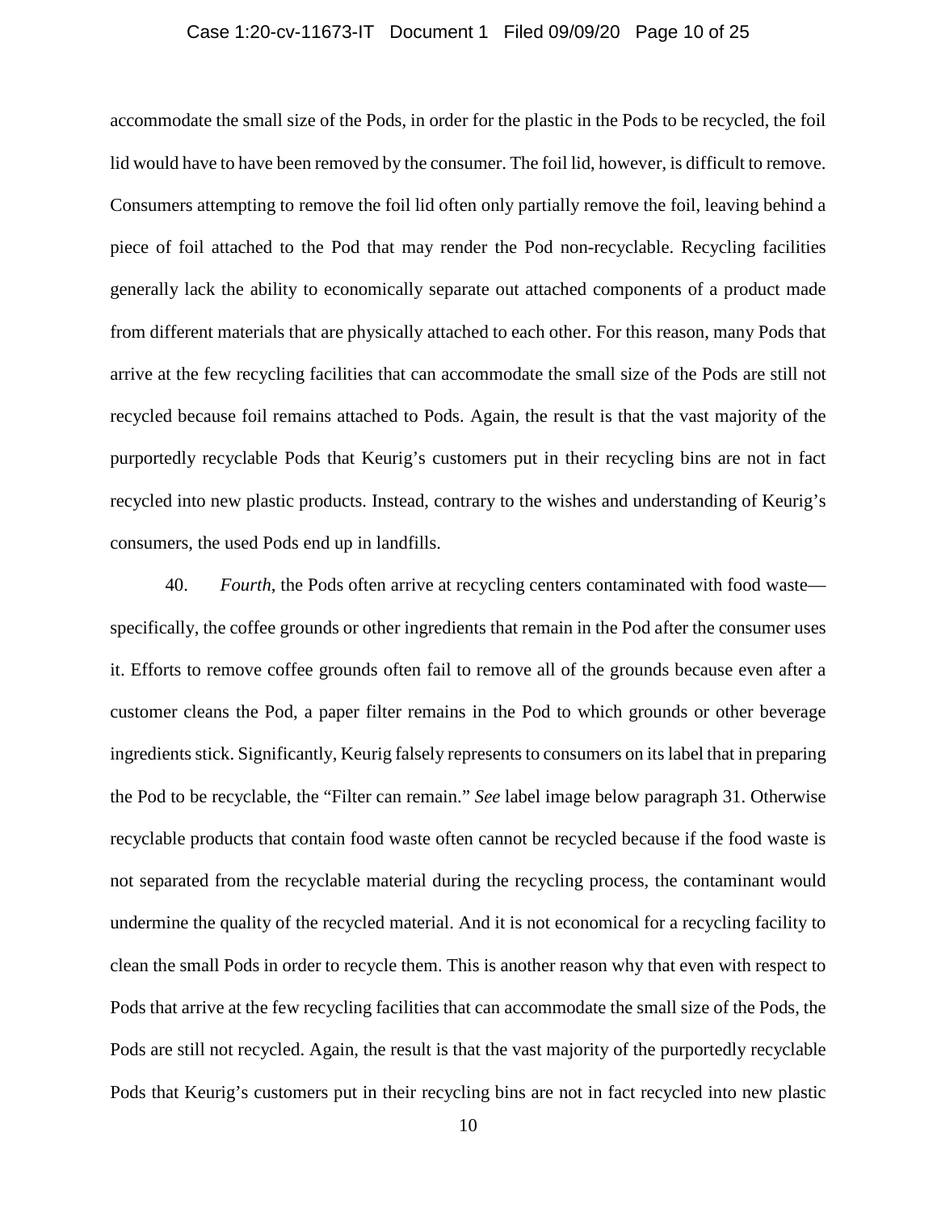accommodate the small size of the Pods, in order for the plastic in the Pods to be recycled, the foil lid would have to have been removed by the consumer. The foil lid, however, is difficult to remove. Consumers attempting to remove the foil lid often only partially remove the foil, leaving behind a piece of foil attached to the Pod that may render the Pod non-recyclable. Recycling facilities generally lack the ability to economically separate out attached components of a product made from different materials that are physically attached to each other. For this reason, many Pods that arrive at the few recycling facilities that can accommodate the small size of the Pods are still not recycled because foil remains attached to Pods. Again, the result is that the vast majority of the purportedly recyclable Pods that Keurig's customers put in their recycling bins are not in fact recycled into new plastic products. Instead, contrary to the wishes and understanding of Keurig's consumers, the used Pods end up in landfills.

40. *Fourth*, the Pods often arrive at recycling centers contaminated with food waste—specifically, the coffee grounds or other ingredients that remain in the Pod after the consumer uses it. Efforts to remove coffee grounds often fail to remove all of the grounds because even after a customer cleans the Pod, a paper filter remains in the Pod to which grounds or other beverage ingredients stick. Significantly, Keurig falsely represents to consumers on its label that in preparing the Pod to be recyclable, the "Filter can remain." *See* label image below paragraph 31. Otherwise recyclable products that contain food waste often cannot be recycled because if the food waste is not separated from the recyclable material during the recycling process, the contaminant would undermine the quality of the recycled material. And it is not economical for a recycling facility to clean the small Pods in order to recycle them. This is another reason why that even with respect to Pods that arrive at the few recycling facilities that can accommodate the small size of the Pods, the Pods are still not recycled. Again, the result is that the vast majority of the purportedly recyclable Pods that Keurig's customers put in their recycling bins are not in fact recycled into new plastic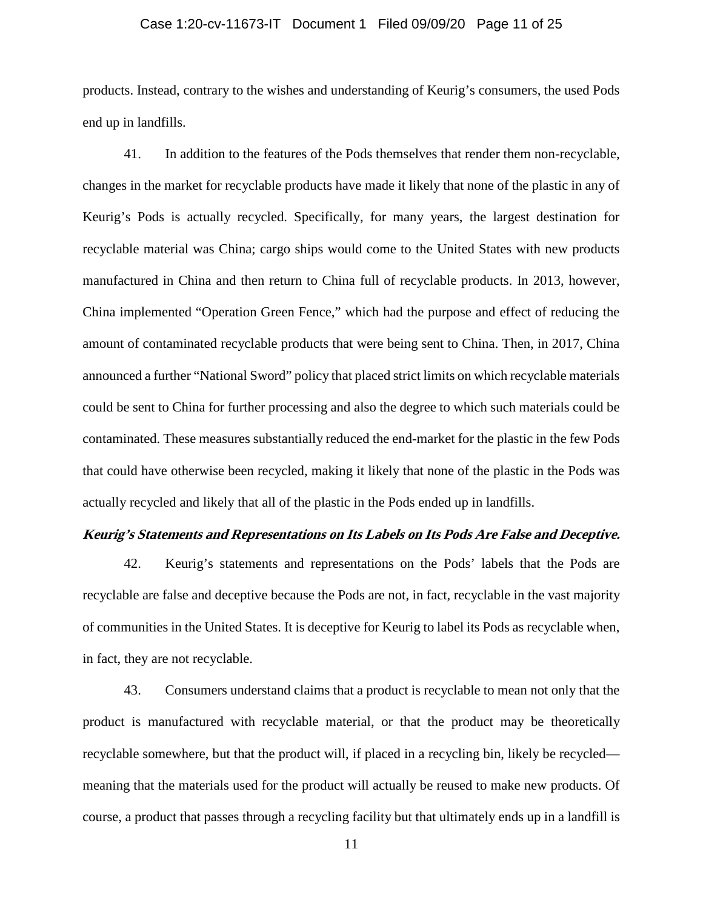products. Instead, contrary to the wishes and understanding of Keurig's consumers, the used Pods end up in landfills.

41. In addition to the features of the Pods themselves that render them non-recyclable, changes in the market for recyclable products have made it likely that none of the plastic in any of Keurig's Pods is actually recycled. Specifically, for many years, the largest destination for recyclable material was China; cargo ships would come to the United States with new products manufactured in China and then return to China full of recyclable products. In 2013, however, China implemented "Operation Green Fence," which had the purpose and effect of reducing the amount of contaminated recyclable products that were being sent to China. Then, in 2017, China announced a further "National Sword" policy that placed strict limits on which recyclable materials could be sent to China for further processing and also the degree to which such materials could be contaminated. These measures substantially reduced the end-market for the plastic in the few Pods that could have otherwise been recycled, making it likely that none of the plastic in the Pods was actually recycled and likely that all of the plastic in the Pods ended up in landfills.

***Keurig's Statements and Representations on Its Labels on Its Pods Are False and Deceptive.***

42. Keurig's statements and representations on the Pods' labels that the Pods are recyclable are false and deceptive because the Pods are not, in fact, recyclable in the vast majority of communities in the United States. It is deceptive for Keurig to label its Pods as recyclable when, in fact, they are not recyclable.

43. Consumers understand claims that a product is recyclable to mean not only that the product is manufactured with recyclable material, or that the product may be theoretically recyclable somewhere, but that the product will, if placed in a recycling bin, likely be recycled—meaning that the materials used for the product will actually be reused to make new products. Of course, a product that passes through a recycling facility but that ultimately ends up in a landfill is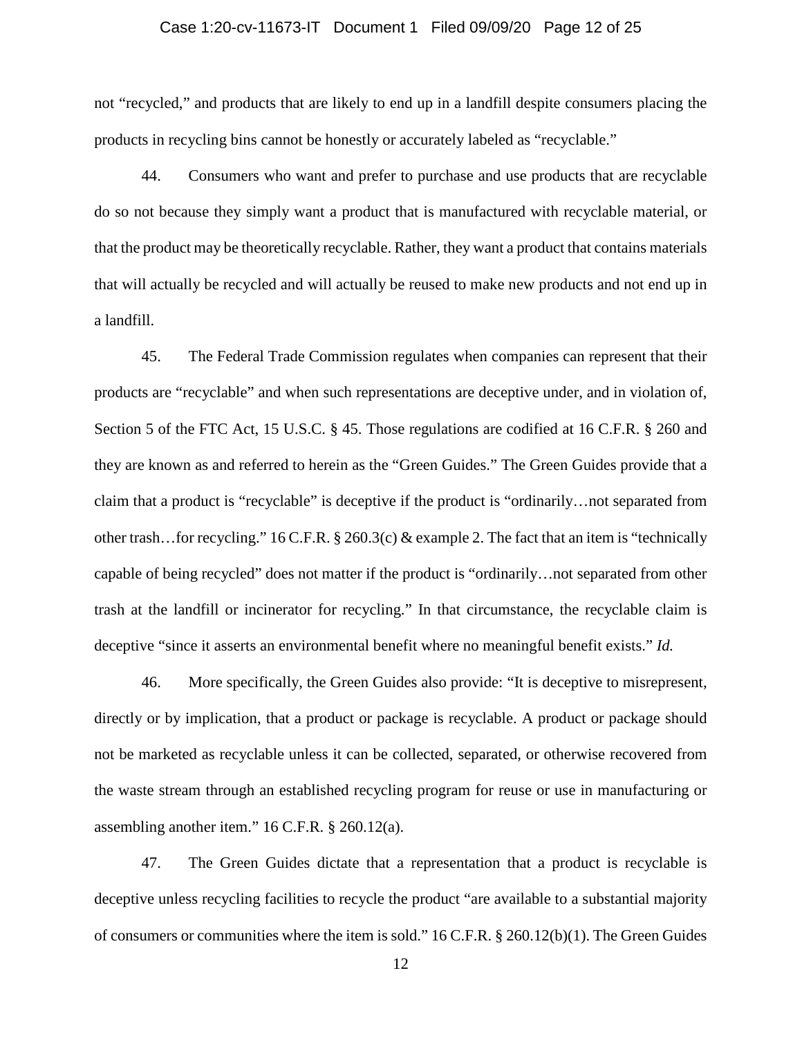not "recycled," and products that are likely to end up in a landfill despite consumers placing the products in recycling bins cannot be honestly or accurately labeled as "recyclable."

44. Consumers who want and prefer to purchase and use products that are recyclable do so not because they simply want a product that is manufactured with recyclable material, or that the product may be theoretically recyclable. Rather, they want a product that contains materials that will actually be recycled and will actually be reused to make new products and not end up in a landfill.

45. The Federal Trade Commission regulates when companies can represent that their products are "recyclable" and when such representations are deceptive under, and in violation of, Section 5 of the FTC Act, 15 U.S.C. § 45. Those regulations are codified at 16 C.F.R. § 260 and they are known as and referred to herein as the "Green Guides." The Green Guides provide that a claim that a product is "recyclable" is deceptive if the product is "ordinarily…not separated from other trash…for recycling." 16 C.F.R. § 260.3(c) & example 2. The fact that an item is "technically capable of being recycled" does not matter if the product is "ordinarily…not separated from other trash at the landfill or incinerator for recycling." In that circumstance, the recyclable claim is deceptive "since it asserts an environmental benefit where no meaningful benefit exists." *Id.*

46. More specifically, the Green Guides also provide: "It is deceptive to misrepresent, directly or by implication, that a product or package is recyclable. A product or package should not be marketed as recyclable unless it can be collected, separated, or otherwise recovered from the waste stream through an established recycling program for reuse or use in manufacturing or assembling another item." 16 C.F.R. § 260.12(a).

47. The Green Guides dictate that a representation that a product is recyclable is deceptive unless recycling facilities to recycle the product "are available to a substantial majority of consumers or communities where the item is sold." 16 C.F.R. § 260.12(b)(1). The Green Guides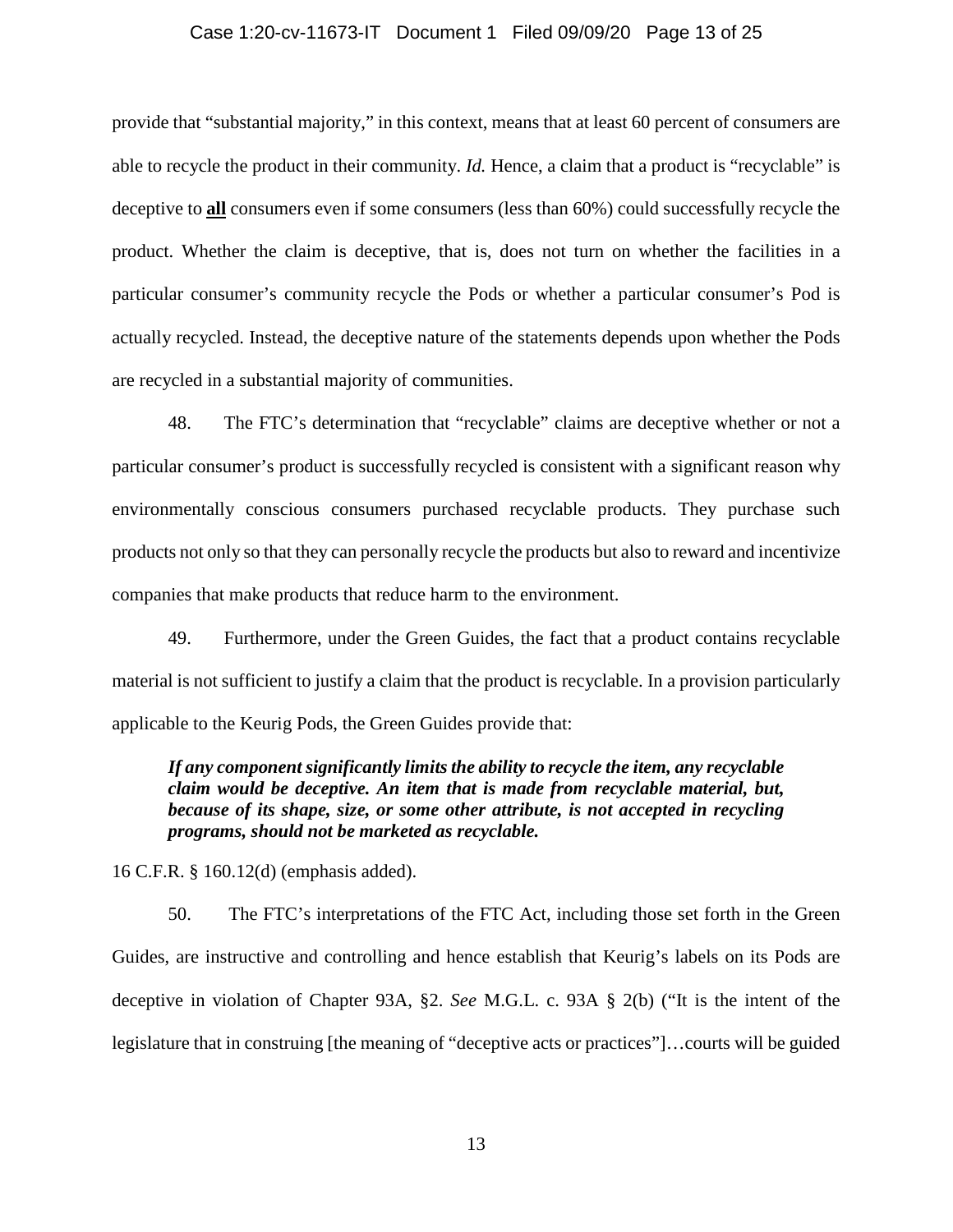provide that "substantial majority," in this context, means that at least 60 percent of consumers are able to recycle the product in their community. *Id.* Hence, a claim that a product is "recyclable" is deceptive to **all** consumers even if some consumers (less than 60%) could successfully recycle the product. Whether the claim is deceptive, that is, does not turn on whether the facilities in a particular consumer's community recycle the Pods or whether a particular consumer's Pod is actually recycled. Instead, the deceptive nature of the statements depends upon whether the Pods are recycled in a substantial majority of communities.

48. The FTC's determination that "recyclable" claims are deceptive whether or not a particular consumer's product is successfully recycled is consistent with a significant reason why environmentally conscious consumers purchased recyclable products. They purchase such products not only so that they can personally recycle the products but also to reward and incentivize companies that make products that reduce harm to the environment.

49. Furthermore, under the Green Guides, the fact that a product contains recyclable material is not sufficient to justify a claim that the product is recyclable. In a provision particularly applicable to the Keurig Pods, the Green Guides provide that:

> ***If any component significantly limits the ability to recycle the item, any recyclable claim would be deceptive. An item that is made from recyclable material, but, because of its shape, size, or some other attribute, is not accepted in recycling programs, should not be marketed as recyclable.***

16 C.F.R. § 160.12(d) (emphasis added).

50. The FTC's interpretations of the FTC Act, including those set forth in the Green Guides, are instructive and controlling and hence establish that Keurig's labels on its Pods are deceptive in violation of Chapter 93A, §2. *See* M.G.L. c. 93A § 2(b) ("It is the intent of the legislature that in construing [the meaning of "deceptive acts or practices"]…courts will be guided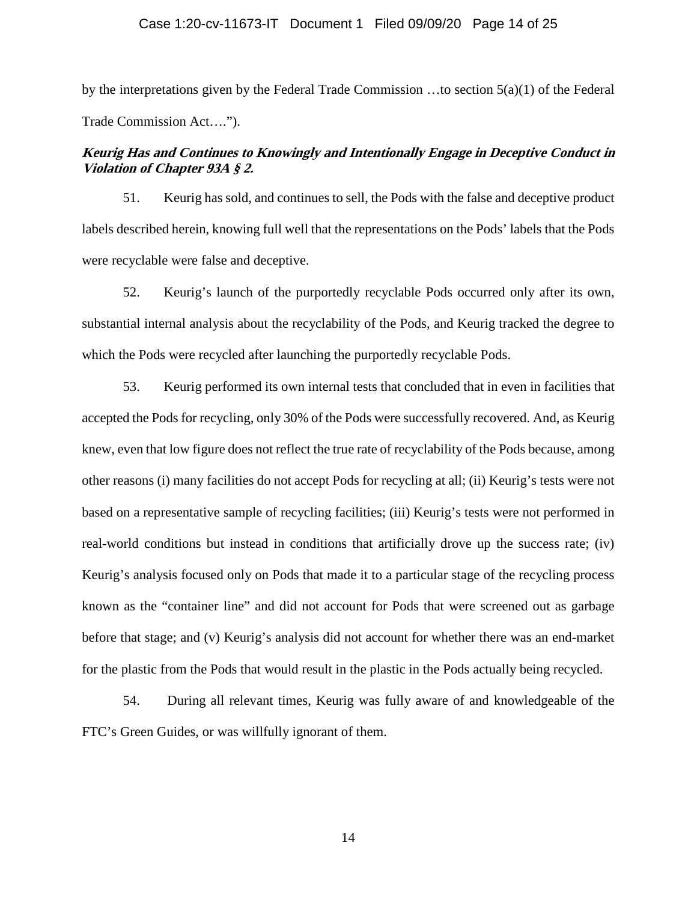by the interpretations given by the Federal Trade Commission …to section 5(a)(1) of the Federal Trade Commission Act….").

***Keurig Has and Continues to Knowingly and Intentionally Engage in Deceptive Conduct in Violation of Chapter 93A § 2.***

51. Keurig has sold, and continues to sell, the Pods with the false and deceptive product labels described herein, knowing full well that the representations on the Pods' labels that the Pods were recyclable were false and deceptive.

52. Keurig's launch of the purportedly recyclable Pods occurred only after its own, substantial internal analysis about the recyclability of the Pods, and Keurig tracked the degree to which the Pods were recycled after launching the purportedly recyclable Pods.

53. Keurig performed its own internal tests that concluded that in even in facilities that accepted the Pods for recycling, only 30% of the Pods were successfully recovered. And, as Keurig knew, even that low figure does not reflect the true rate of recyclability of the Pods because, among other reasons (i) many facilities do not accept Pods for recycling at all; (ii) Keurig's tests were not based on a representative sample of recycling facilities; (iii) Keurig's tests were not performed in real-world conditions but instead in conditions that artificially drove up the success rate; (iv) Keurig's analysis focused only on Pods that made it to a particular stage of the recycling process known as the "container line" and did not account for Pods that were screened out as garbage before that stage; and (v) Keurig's analysis did not account for whether there was an end-market for the plastic from the Pods that would result in the plastic in the Pods actually being recycled.

54. During all relevant times, Keurig was fully aware of and knowledgeable of the FTC's Green Guides, or was willfully ignorant of them.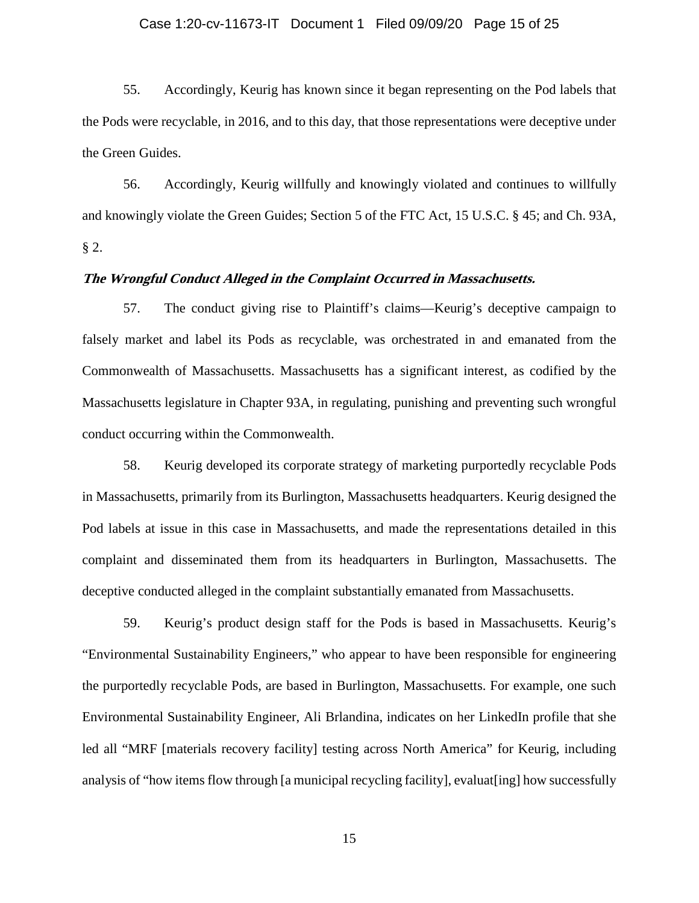55. Accordingly, Keurig has known since it began representing on the Pod labels that the Pods were recyclable, in 2016, and to this day, that those representations were deceptive under the Green Guides.

56. Accordingly, Keurig willfully and knowingly violated and continues to willfully and knowingly violate the Green Guides; Section 5 of the FTC Act, 15 U.S.C. § 45; and Ch. 93A, § 2.

***The Wrongful Conduct Alleged in the Complaint Occurred in Massachusetts.***

57. The conduct giving rise to Plaintiff's claims—Keurig's deceptive campaign to falsely market and label its Pods as recyclable, was orchestrated in and emanated from the Commonwealth of Massachusetts. Massachusetts has a significant interest, as codified by the Massachusetts legislature in Chapter 93A, in regulating, punishing and preventing such wrongful conduct occurring within the Commonwealth.

58. Keurig developed its corporate strategy of marketing purportedly recyclable Pods in Massachusetts, primarily from its Burlington, Massachusetts headquarters. Keurig designed the Pod labels at issue in this case in Massachusetts, and made the representations detailed in this complaint and disseminated them from its headquarters in Burlington, Massachusetts. The deceptive conducted alleged in the complaint substantially emanated from Massachusetts.

59. Keurig's product design staff for the Pods is based in Massachusetts. Keurig's "Environmental Sustainability Engineers," who appear to have been responsible for engineering the purportedly recyclable Pods, are based in Burlington, Massachusetts. For example, one such Environmental Sustainability Engineer, Ali Brlandina, indicates on her LinkedIn profile that she led all "MRF [materials recovery facility] testing across North America" for Keurig, including analysis of "how items flow through [a municipal recycling facility], evaluat[ing] how successfully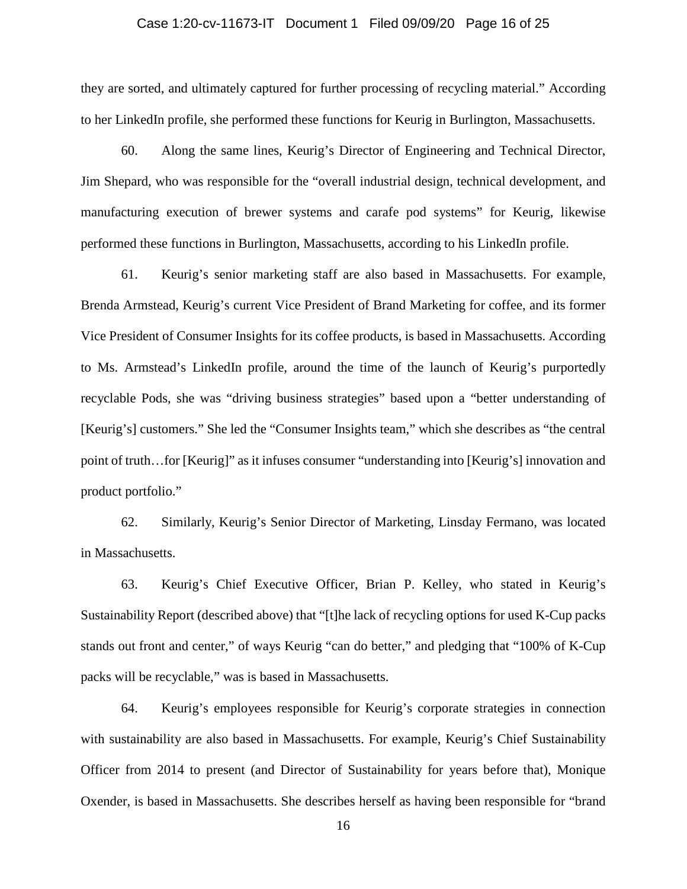they are sorted, and ultimately captured for further processing of recycling material." According to her LinkedIn profile, she performed these functions for Keurig in Burlington, Massachusetts.

60. Along the same lines, Keurig's Director of Engineering and Technical Director, Jim Shepard, who was responsible for the "overall industrial design, technical development, and manufacturing execution of brewer systems and carafe pod systems" for Keurig, likewise performed these functions in Burlington, Massachusetts, according to his LinkedIn profile.

61. Keurig's senior marketing staff are also based in Massachusetts. For example, Brenda Armstead, Keurig's current Vice President of Brand Marketing for coffee, and its former Vice President of Consumer Insights for its coffee products, is based in Massachusetts. According to Ms. Armstead's LinkedIn profile, around the time of the launch of Keurig's purportedly recyclable Pods, she was "driving business strategies" based upon a "better understanding of [Keurig's] customers." She led the "Consumer Insights team," which she describes as "the central point of truth…for [Keurig]" as it infuses consumer "understanding into [Keurig's] innovation and product portfolio."

62. Similarly, Keurig's Senior Director of Marketing, Linsday Fermano, was located in Massachusetts.

63. Keurig's Chief Executive Officer, Brian P. Kelley, who stated in Keurig's Sustainability Report (described above) that "[t]he lack of recycling options for used K-Cup packs stands out front and center," of ways Keurig "can do better," and pledging that "100% of K-Cup packs will be recyclable," was is based in Massachusetts.

64. Keurig's employees responsible for Keurig's corporate strategies in connection with sustainability are also based in Massachusetts. For example, Keurig's Chief Sustainability Officer from 2014 to present (and Director of Sustainability for years before that), Monique Oxender, is based in Massachusetts. She describes herself as having been responsible for "brand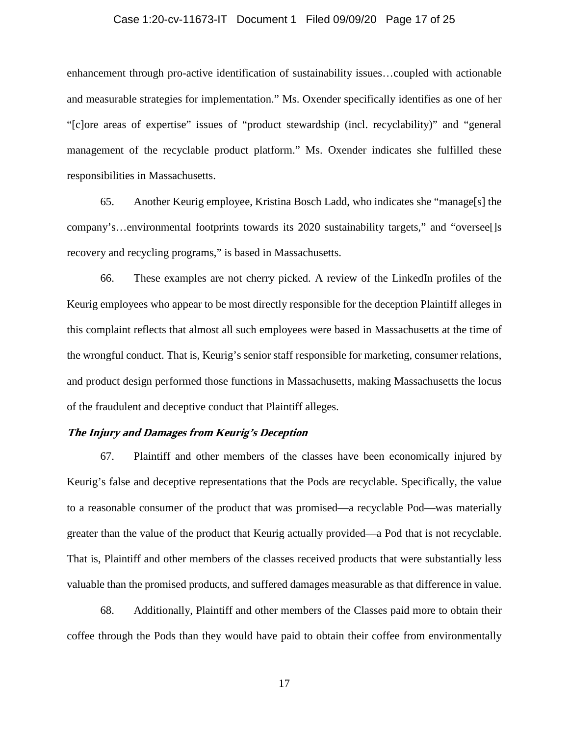enhancement through pro-active identification of sustainability issues…coupled with actionable and measurable strategies for implementation." Ms. Oxender specifically identifies as one of her "[c]ore areas of expertise" issues of "product stewardship (incl. recyclability)" and "general management of the recyclable product platform." Ms. Oxender indicates she fulfilled these responsibilities in Massachusetts.

65. Another Keurig employee, Kristina Bosch Ladd, who indicates she "manage[s] the company's…environmental footprints towards its 2020 sustainability targets," and "oversee[]s recovery and recycling programs," is based in Massachusetts.

66. These examples are not cherry picked. A review of the LinkedIn profiles of the Keurig employees who appear to be most directly responsible for the deception Plaintiff alleges in this complaint reflects that almost all such employees were based in Massachusetts at the time of the wrongful conduct. That is, Keurig's senior staff responsible for marketing, consumer relations, and product design performed those functions in Massachusetts, making Massachusetts the locus of the fraudulent and deceptive conduct that Plaintiff alleges.

***The Injury and Damages from Keurig's Deception***

67. Plaintiff and other members of the classes have been economically injured by Keurig's false and deceptive representations that the Pods are recyclable. Specifically, the value to a reasonable consumer of the product that was promised—a recyclable Pod—was materially greater than the value of the product that Keurig actually provided—a Pod that is not recyclable. That is, Plaintiff and other members of the classes received products that were substantially less valuable than the promised products, and suffered damages measurable as that difference in value.

68. Additionally, Plaintiff and other members of the Classes paid more to obtain their coffee through the Pods than they would have paid to obtain their coffee from environmentally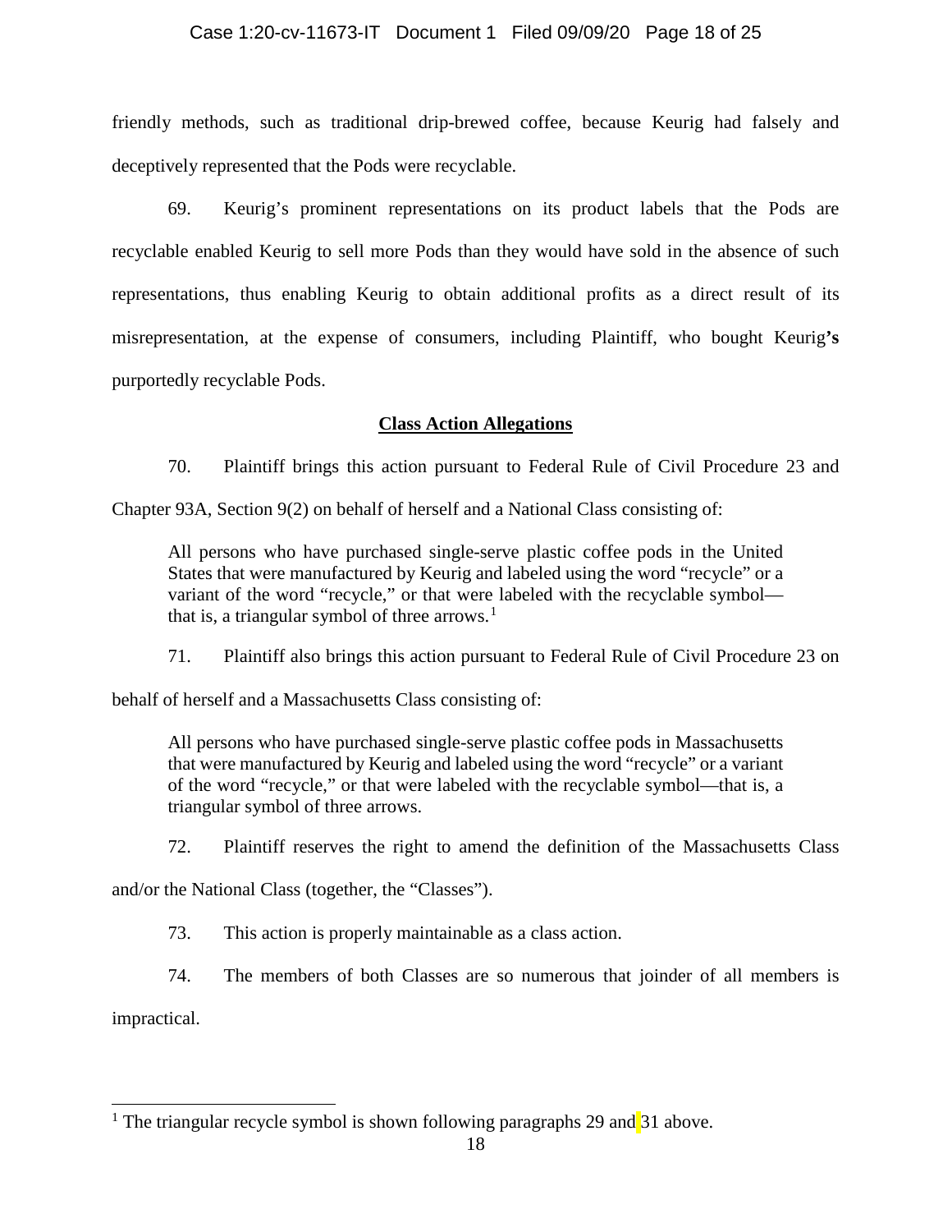friendly methods, such as traditional drip-brewed coffee, because Keurig had falsely and deceptively represented that the Pods were recyclable.

69. Keurig's prominent representations on its product labels that the Pods are recyclable enabled Keurig to sell more Pods than they would have sold in the absence of such representations, thus enabling Keurig to obtain additional profits as a direct result of its misrepresentation, at the expense of consumers, including Plaintiff, who bought Keurig**'s** purportedly recyclable Pods.

## Class Action Allegations

70. Plaintiff brings this action pursuant to Federal Rule of Civil Procedure 23 and Chapter 93A, Section 9(2) on behalf of herself and a National Class consisting of:

> All persons who have purchased single-serve plastic coffee pods in the United States that were manufactured by Keurig and labeled using the word "recycle" or a variant of the word "recycle," or that were labeled with the recyclable symbol—that is, a triangular symbol of three arrows.[1]

71. Plaintiff also brings this action pursuant to Federal Rule of Civil Procedure 23 on behalf of herself and a Massachusetts Class consisting of:

> All persons who have purchased single-serve plastic coffee pods in Massachusetts that were manufactured by Keurig and labeled using the word "recycle" or a variant of the word "recycle," or that were labeled with the recyclable symbol—that is, a triangular symbol of three arrows.

72. Plaintiff reserves the right to amend the definition of the Massachusetts Class and/or the National Class (together, the "Classes").

73. This action is properly maintainable as a class action.

74. The members of both Classes are so numerous that joinder of all members is impractical.

---

[1] The triangular recycle symbol is shown following paragraphs 29 and 31 above.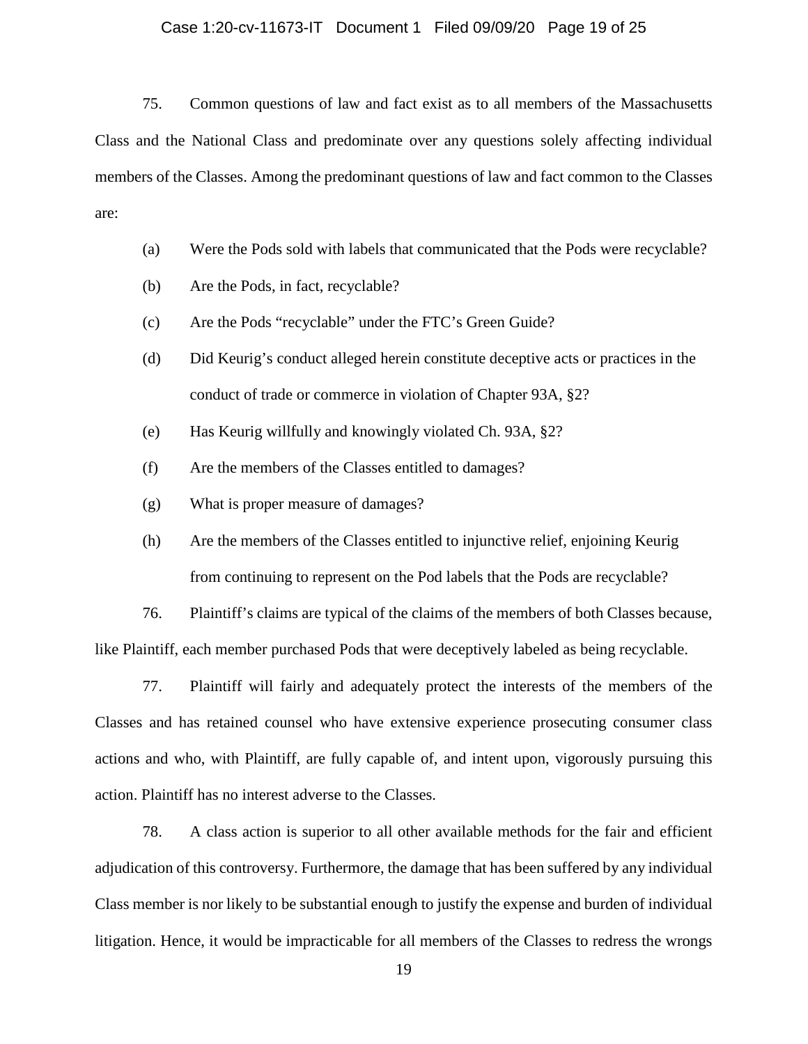75. Common questions of law and fact exist as to all members of the Massachusetts Class and the National Class and predominate over any questions solely affecting individual members of the Classes. Among the predominant questions of law and fact common to the Classes are:

(a) Were the Pods sold with labels that communicated that the Pods were recyclable?

(b) Are the Pods, in fact, recyclable?

(c) Are the Pods "recyclable" under the FTC's Green Guide?

(d) Did Keurig's conduct alleged herein constitute deceptive acts or practices in the conduct of trade or commerce in violation of Chapter 93A, §2?

(e) Has Keurig willfully and knowingly violated Ch. 93A, §2?

(f) Are the members of the Classes entitled to damages?

(g) What is proper measure of damages?

(h) Are the members of the Classes entitled to injunctive relief, enjoining Keurig from continuing to represent on the Pod labels that the Pods are recyclable?

76. Plaintiff's claims are typical of the claims of the members of both Classes because, like Plaintiff, each member purchased Pods that were deceptively labeled as being recyclable.

77. Plaintiff will fairly and adequately protect the interests of the members of the Classes and has retained counsel who have extensive experience prosecuting consumer class actions and who, with Plaintiff, are fully capable of, and intent upon, vigorously pursuing this action. Plaintiff has no interest adverse to the Classes.

78. A class action is superior to all other available methods for the fair and efficient adjudication of this controversy. Furthermore, the damage that has been suffered by any individual Class member is nor likely to be substantial enough to justify the expense and burden of individual litigation. Hence, it would be impracticable for all members of the Classes to redress the wrongs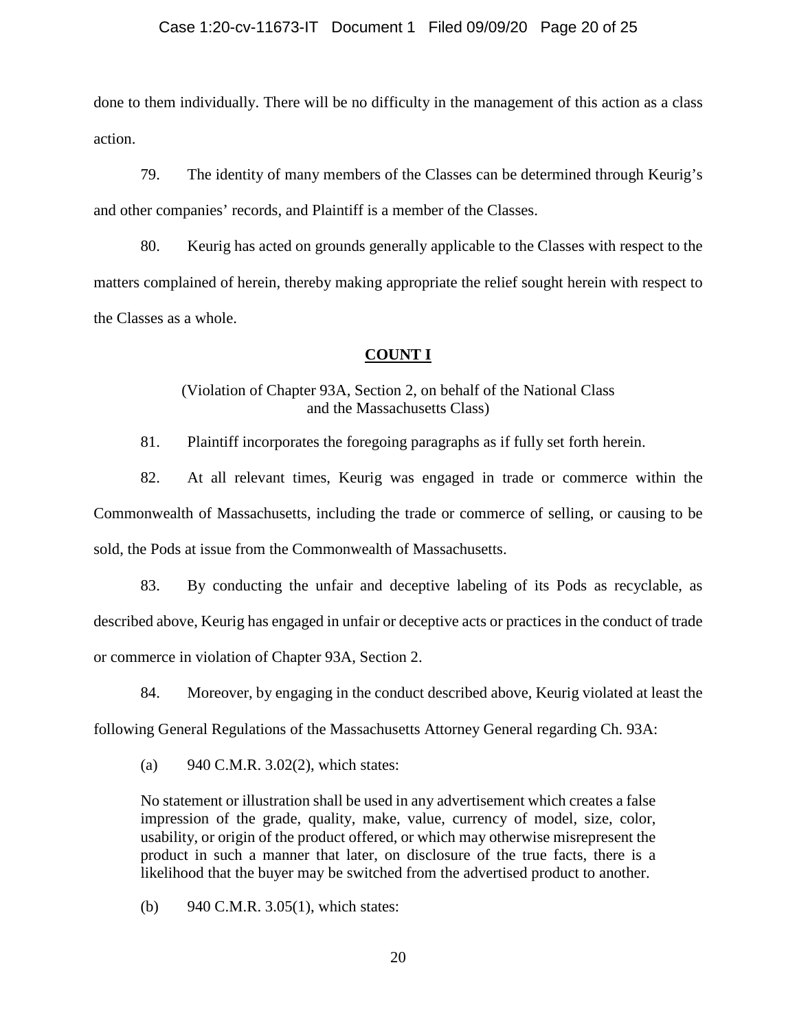done to them individually. There will be no difficulty in the management of this action as a class action.

79. The identity of many members of the Classes can be determined through Keurig's and other companies' records, and Plaintiff is a member of the Classes.

80. Keurig has acted on grounds generally applicable to the Classes with respect to the matters complained of herein, thereby making appropriate the relief sought herein with respect to the Classes as a whole.

## **COUNT I**

(Violation of Chapter 93A, Section 2, on behalf of the National Class and the Massachusetts Class)

81. Plaintiff incorporates the foregoing paragraphs as if fully set forth herein.

82. At all relevant times, Keurig was engaged in trade or commerce within the Commonwealth of Massachusetts, including the trade or commerce of selling, or causing to be sold, the Pods at issue from the Commonwealth of Massachusetts.

83. By conducting the unfair and deceptive labeling of its Pods as recyclable, as described above, Keurig has engaged in unfair or deceptive acts or practices in the conduct of trade or commerce in violation of Chapter 93A, Section 2.

84. Moreover, by engaging in the conduct described above, Keurig violated at least the following General Regulations of the Massachusetts Attorney General regarding Ch. 93A:

(a) 940 C.M.R. 3.02(2), which states:

> No statement or illustration shall be used in any advertisement which creates a false impression of the grade, quality, make, value, currency of model, size, color, usability, or origin of the product offered, or which may otherwise misrepresent the product in such a manner that later, on disclosure of the true facts, there is a likelihood that the buyer may be switched from the advertised product to another.

(b) 940 C.M.R. 3.05(1), which states: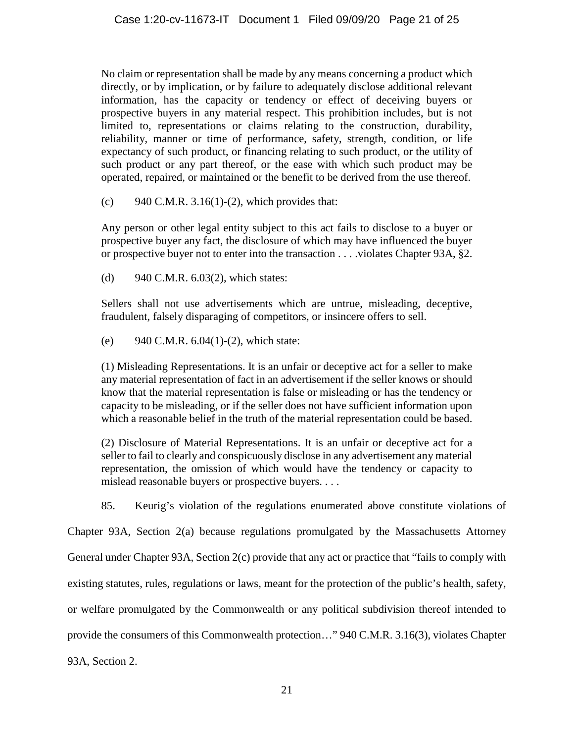No claim or representation shall be made by any means concerning a product which directly, or by implication, or by failure to adequately disclose additional relevant information, has the capacity or tendency or effect of deceiving buyers or prospective buyers in any material respect. This prohibition includes, but is not limited to, representations or claims relating to the construction, durability, reliability, manner or time of performance, safety, strength, condition, or life expectancy of such product, or financing relating to such product, or the utility of such product or any part thereof, or the ease with which such product may be operated, repaired, or maintained or the benefit to be derived from the use thereof.

(c) 940 C.M.R. 3.16(1)-(2), which provides that:

Any person or other legal entity subject to this act fails to disclose to a buyer or prospective buyer any fact, the disclosure of which may have influenced the buyer or prospective buyer not to enter into the transaction . . . .violates Chapter 93A, §2.

(d) 940 C.M.R. 6.03(2), which states:

Sellers shall not use advertisements which are untrue, misleading, deceptive, fraudulent, falsely disparaging of competitors, or insincere offers to sell.

(e) 940 C.M.R. 6.04(1)-(2), which state:

(1) Misleading Representations. It is an unfair or deceptive act for a seller to make any material representation of fact in an advertisement if the seller knows or should know that the material representation is false or misleading or has the tendency or capacity to be misleading, or if the seller does not have sufficient information upon which a reasonable belief in the truth of the material representation could be based.

(2) Disclosure of Material Representations. It is an unfair or deceptive act for a seller to fail to clearly and conspicuously disclose in any advertisement any material representation, the omission of which would have the tendency or capacity to mislead reasonable buyers or prospective buyers. . . .

85. Keurig's violation of the regulations enumerated above constitute violations of Chapter 93A, Section 2(a) because regulations promulgated by the Massachusetts Attorney General under Chapter 93A, Section 2(c) provide that any act or practice that "fails to comply with existing statutes, rules, regulations or laws, meant for the protection of the public's health, safety, or welfare promulgated by the Commonwealth or any political subdivision thereof intended to provide the consumers of this Commonwealth protection…" 940 C.M.R. 3.16(3), violates Chapter 93A, Section 2.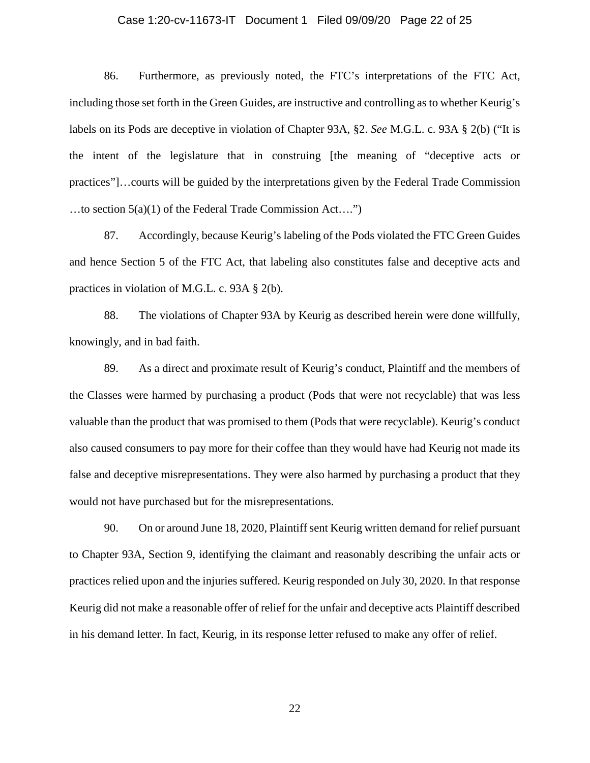86. Furthermore, as previously noted, the FTC's interpretations of the FTC Act, including those set forth in the Green Guides, are instructive and controlling as to whether Keurig's labels on its Pods are deceptive in violation of Chapter 93A, §2. *See* M.G.L. c. 93A § 2(b) ("It is the intent of the legislature that in construing [the meaning of "deceptive acts or practices"]…courts will be guided by the interpretations given by the Federal Trade Commission …to section 5(a)(1) of the Federal Trade Commission Act….")

87. Accordingly, because Keurig's labeling of the Pods violated the FTC Green Guides and hence Section 5 of the FTC Act, that labeling also constitutes false and deceptive acts and practices in violation of M.G.L. c. 93A § 2(b).

88. The violations of Chapter 93A by Keurig as described herein were done willfully, knowingly, and in bad faith.

89. As a direct and proximate result of Keurig's conduct, Plaintiff and the members of the Classes were harmed by purchasing a product (Pods that were not recyclable) that was less valuable than the product that was promised to them (Pods that were recyclable). Keurig's conduct also caused consumers to pay more for their coffee than they would have had Keurig not made its false and deceptive misrepresentations. They were also harmed by purchasing a product that they would not have purchased but for the misrepresentations.

90. On or around June 18, 2020, Plaintiff sent Keurig written demand for relief pursuant to Chapter 93A, Section 9, identifying the claimant and reasonably describing the unfair acts or practices relied upon and the injuries suffered. Keurig responded on July 30, 2020. In that response Keurig did not make a reasonable offer of relief for the unfair and deceptive acts Plaintiff described in his demand letter. In fact, Keurig, in its response letter refused to make any offer of relief.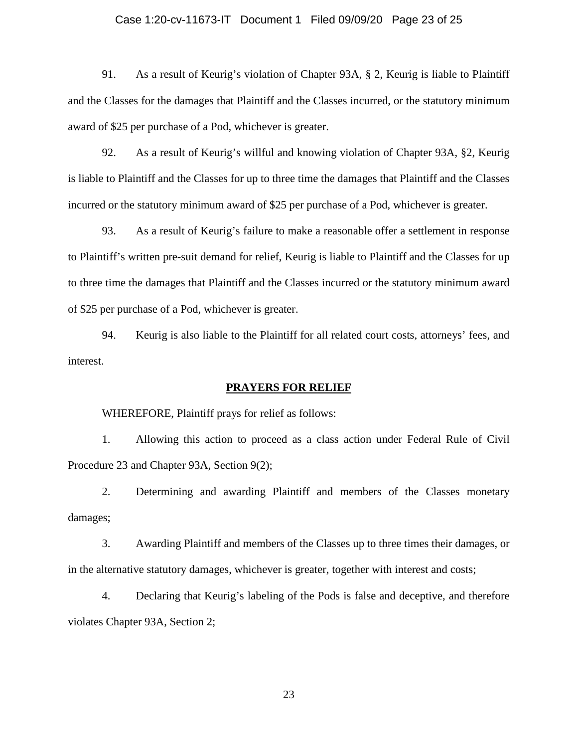91. As a result of Keurig's violation of Chapter 93A, § 2, Keurig is liable to Plaintiff and the Classes for the damages that Plaintiff and the Classes incurred, or the statutory minimum award of $25 per purchase of a Pod, whichever is greater.

92. As a result of Keurig's willful and knowing violation of Chapter 93A, §2, Keurig is liable to Plaintiff and the Classes for up to three time the damages that Plaintiff and the Classes incurred or the statutory minimum award of $25 per purchase of a Pod, whichever is greater.

93. As a result of Keurig's failure to make a reasonable offer a settlement in response to Plaintiff's written pre-suit demand for relief, Keurig is liable to Plaintiff and the Classes for up to three time the damages that Plaintiff and the Classes incurred or the statutory minimum award of $25 per purchase of a Pod, whichever is greater.

94. Keurig is also liable to the Plaintiff for all related court costs, attorneys' fees, and interest.

## PRAYERS FOR RELIEF

WHEREFORE, Plaintiff prays for relief as follows:

1. Allowing this action to proceed as a class action under Federal Rule of Civil Procedure 23 and Chapter 93A, Section 9(2);

2. Determining and awarding Plaintiff and members of the Classes monetary damages;

3. Awarding Plaintiff and members of the Classes up to three times their damages, or in the alternative statutory damages, whichever is greater, together with interest and costs;

4. Declaring that Keurig's labeling of the Pods is false and deceptive, and therefore violates Chapter 93A, Section 2;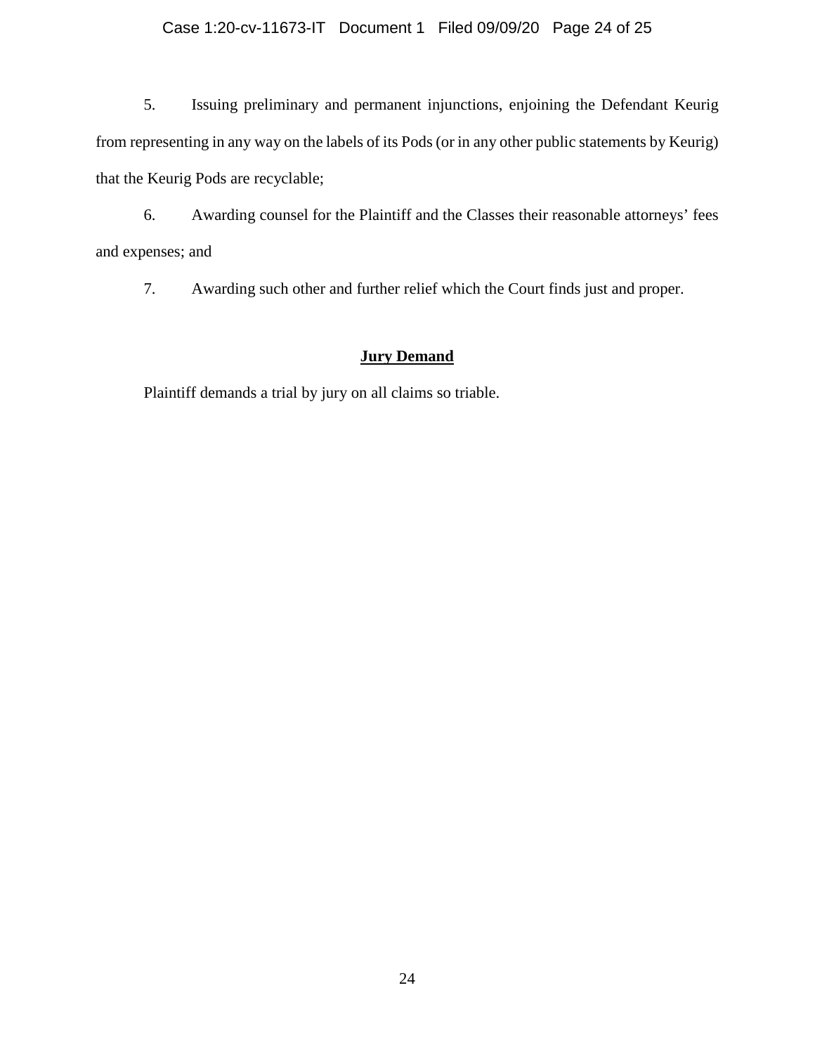5. Issuing preliminary and permanent injunctions, enjoining the Defendant Keurig from representing in any way on the labels of its Pods (or in any other public statements by Keurig) that the Keurig Pods are recyclable;

6. Awarding counsel for the Plaintiff and the Classes their reasonable attorneys' fees and expenses; and

7. Awarding such other and further relief which the Court finds just and proper.

## **Jury Demand**

Plaintiff demands a trial by jury on all claims so triable.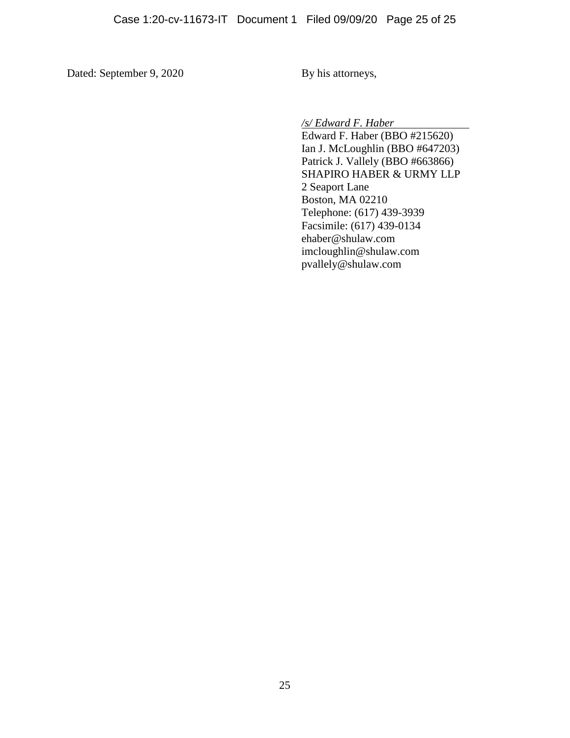Dated: September 9, 2020

By his attorneys,

*/s/ Edward F. Haber*
Edward F. Haber (BBO #215620)
Ian J. McLoughlin (BBO #647203)
Patrick J. Vallely (BBO #663866)
SHAPIRO HABER & URMY LLP
2 Seaport Lane
Boston, MA 02210
Telephone: (617) 439-3939
Facsimile: (617) 439-0134
ehaber@shulaw.com
imcloughlin@shulaw.com
pvallely@shulaw.com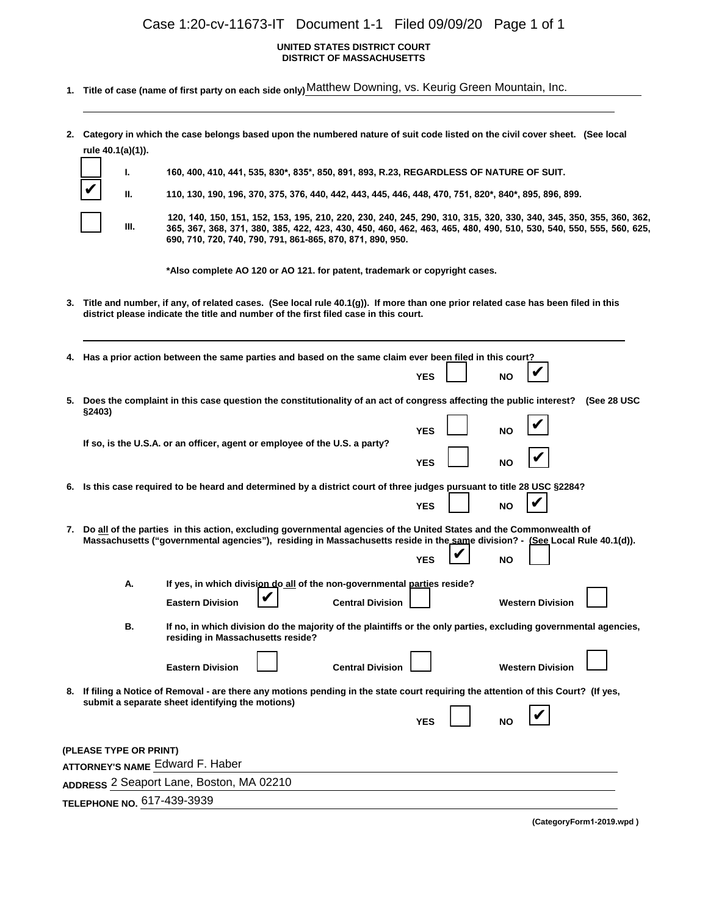**UNITED STATES DISTRICT COURT**
**DISTRICT OF MASSACHUSETTS**

1. **Title of case (name of first party on each side only)** Matthew Downing, vs. Keurig Green Mountain, Inc.

2. **Category in which the case belongs based upon the numbered nature of suit code listed on the civil cover sheet. (See local rule 40.1(a)(1)).**

   - [ ] **I.** **160, 400, 410, 441, 535, 830\*, 835\*, 850, 891, 893, R.23, REGARDLESS OF NATURE OF SUIT.**
   - [x] **II.** **110, 130, 190, 196, 370, 375, 376, 440, 442, 443, 445, 446, 448, 470, 751, 820\*, 840\*, 895, 896, 899.**
   - [ ] **III.** **120, 140, 150, 151, 152, 153, 195, 210, 220, 230, 240, 245, 290, 310, 315, 320, 330, 340, 345, 350, 355, 360, 362, 365, 367, 368, 371, 380, 385, 422, 423, 430, 450, 460, 462, 463, 465, 480, 490, 510, 530, 540, 550, 555, 560, 625, 690, 710, 720, 740, 790, 791, 861-865, 870, 871, 890, 950.**

   **\*Also complete AO 120 or AO 121. for patent, trademark or copyright cases.**

3. **Title and number, if any, of related cases. (See local rule 40.1(g)). If more than one prior related case has been filed in this district please indicate the title and number of the first filed case in this court.**

4. **Has a prior action between the same parties and based on the same claim ever been filed in this court?**

   YES [ ] NO [x]

5. **Does the complaint in this case question the constitutionality of an act of congress affecting the public interest? (See 28 USC §2403)**

   YES [ ] NO [x]

   **If so, is the U.S.A. or an officer, agent or employee of the U.S. a party?**

   YES [ ] NO [x]

6. **Is this case required to be heard and determined by a district court of three judges pursuant to title 28 USC §2284?**

   YES [ ] NO [x]

7. **Do all of the parties in this action, excluding governmental agencies of the United States and the Commonwealth of Massachusetts ("governmental agencies"), residing in Massachusetts reside in the same division? - (See Local Rule 40.1(d)).**

   YES [x] NO [ ]

   **A.** **If yes, in which division do all of the non-governmental parties reside?**

   Eastern Division [x] Central Division [ ] Western Division [ ]

   **B.** **If no, in which division do the majority of the plaintiffs or the only parties, excluding governmental agencies, residing in Massachusetts reside?**

   Eastern Division [ ] Central Division [ ] Western Division [ ]

8. **If filing a Notice of Removal - are there any motions pending in the state court requiring the attention of this Court? (If yes, submit a separate sheet identifying the motions)**

   YES [ ] NO [x]

**(PLEASE TYPE OR PRINT)**

**ATTORNEY'S NAME** Edward F. Haber

**ADDRESS** 2 Seaport Lane, Boston, MA 02210

**TELEPHONE NO.** 617-439-3939

**(CategoryForm1-2019.wpd )**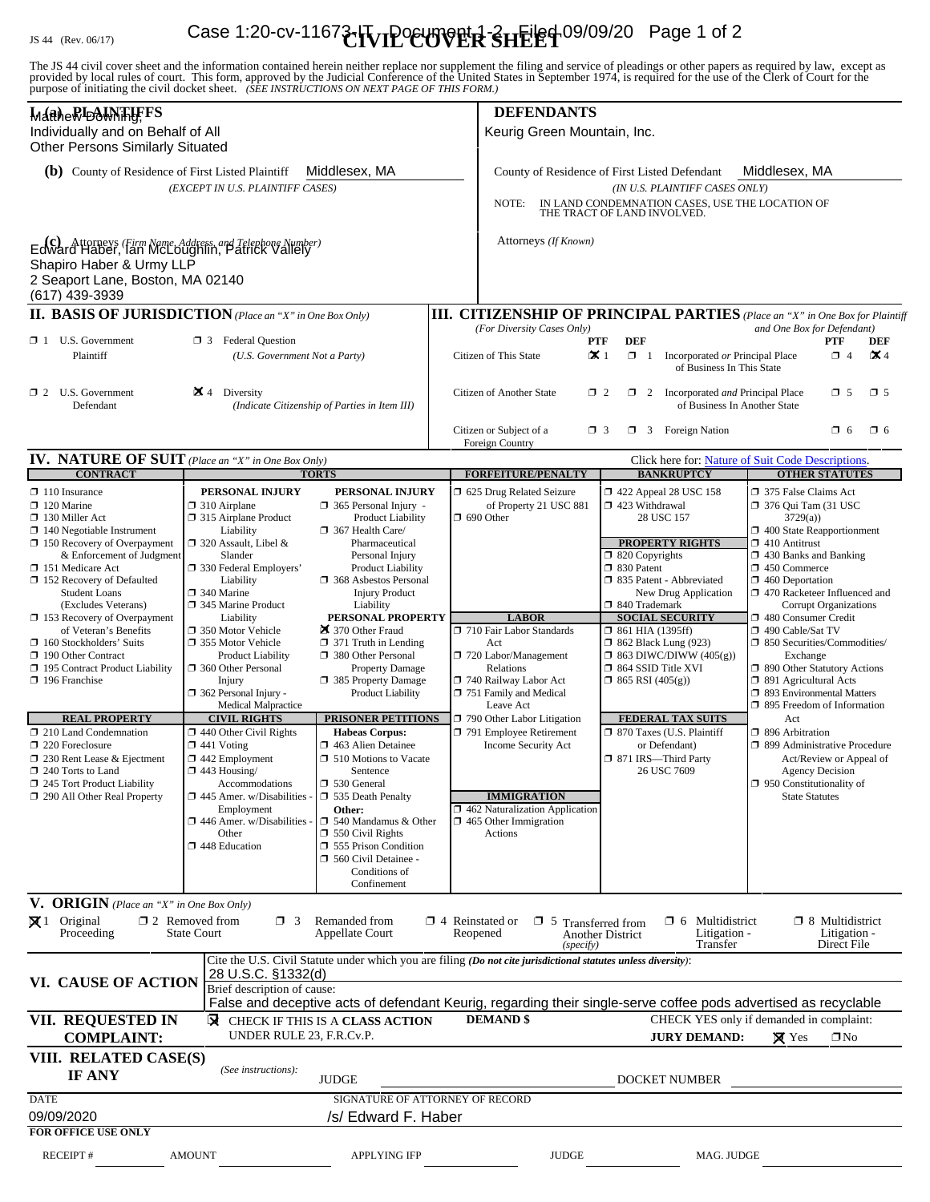JS 44 (Rev. 06/17)

# CIVIL COVER SHEET

The JS 44 civil cover sheet and the information contained herein neither replace nor supplement the filing and service of pleadings or other papers as required by law, except as provided by local rules of court. This form, approved by the Judicial Conference of the United States in September 1974, is required for the use of the Clerk of Court for the purpose of initiating the civil docket sheet. *(SEE INSTRUCTIONS ON NEXT PAGE OF THIS FORM.)*

## I. (a) PLAINTIFFS

Matthew Downing, Individually and on Behalf of All Other Persons Similarly Situated

## DEFENDANTS

Keurig Green Mountain, Inc.

**(b)** County of Residence of First Listed Plaintiff: Middlesex, MA
*(EXCEPT IN U.S. PLAINTIFF CASES)*

County of Residence of First Listed Defendant: Middlesex, MA
*(IN U.S. PLAINTIFF CASES ONLY)*
NOTE: IN LAND CONDEMNATION CASES, USE THE LOCATION OF THE TRACT OF LAND INVOLVED.

**(c)** Attorneys *(Firm Name, Address, and Telephone Number)*
Edward Haber, Ian McLoughlin, Patrick Vallely
Shapiro Haber & Urmy LLP
2 Seaport Lane, Boston, MA 02140
(617) 439-3939

Attorneys *(If Known)*

## II. BASIS OF JURISDICTION *(Place an "X" in One Box Only)*

- ☐ 1 U.S. Government Plaintiff
- ☐ 3 Federal Question (U.S. Government Not a Party)
- ☐ 2 U.S. Government Defendant
- ☒ 4 Diversity (Indicate Citizenship of Parties in Item III)

## III. CITIZENSHIP OF PRINCIPAL PARTIES *(Place an "X" in One Box for Plaintiff and One Box for Defendant)* (For Diversity Cases Only)

| | PTF | DEF | | PTF | DEF |
|---|---|---|---|---|---|
| Citizen of This State | ☒ 1 | ☐ 1 | Incorporated *or* Principal Place of Business In This State | ☐ 4 | ☒ 4 |
| Citizen of Another State | ☐ 2 | ☐ 2 | Incorporated *and* Principal Place of Business In Another State | ☐ 5 | ☐ 5 |
| Citizen or Subject of a Foreign Country | ☐ 3 | ☐ 3 | Foreign Nation | ☐ 6 | ☐ 6 |

## IV. NATURE OF SUIT *(Place an "X" in One Box Only)*

Click here for: Nature of Suit Code Descriptions.

**CONTRACT**
- ☐ 110 Insurance
- ☐ 120 Marine
- ☐ 130 Miller Act
- ☐ 140 Negotiable Instrument
- ☐ 150 Recovery of Overpayment & Enforcement of Judgment
- ☐ 151 Medicare Act
- ☐ 152 Recovery of Defaulted Student Loans (Excludes Veterans)
- ☐ 153 Recovery of Overpayment of Veteran's Benefits
- ☐ 160 Stockholders' Suits
- ☐ 190 Other Contract
- ☐ 195 Contract Product Liability
- ☐ 196 Franchise

**REAL PROPERTY**
- ☐ 210 Land Condemnation
- ☐ 220 Foreclosure
- ☐ 230 Rent Lease & Ejectment
- ☐ 240 Torts to Land
- ☐ 245 Tort Product Liability
- ☐ 290 All Other Real Property

**TORTS — PERSONAL INJURY**
- ☐ 310 Airplane
- ☐ 315 Airplane Product Liability
- ☐ 320 Assault, Libel & Slander
- ☐ 330 Federal Employers' Liability
- ☐ 340 Marine
- ☐ 345 Marine Product Liability
- ☐ 350 Motor Vehicle
- ☐ 355 Motor Vehicle Product Liability
- ☐ 360 Other Personal Injury
- ☐ 362 Personal Injury - Medical Malpractice

**PERSONAL INJURY**
- ☐ 365 Personal Injury - Product Liability
- ☐ 367 Health Care/ Pharmaceutical Personal Injury Product Liability
- ☐ 368 Asbestos Personal Injury Product Liability

**PERSONAL PROPERTY**
- ☒ 370 Other Fraud
- ☐ 371 Truth in Lending
- ☐ 380 Other Personal Property Damage
- ☐ 385 Property Damage Product Liability

**CIVIL RIGHTS**
- ☐ 440 Other Civil Rights
- ☐ 441 Voting
- ☐ 442 Employment
- ☐ 443 Housing/ Accommodations
- ☐ 445 Amer. w/Disabilities - Employment
- ☐ 446 Amer. w/Disabilities - Other
- ☐ 448 Education

**PRISONER PETITIONS**
Habeas Corpus:
- ☐ 463 Alien Detainee
- ☐ 510 Motions to Vacate Sentence
- ☐ 530 General
- ☐ 535 Death Penalty

Other:
- ☐ 540 Mandamus & Other
- ☐ 550 Civil Rights
- ☐ 555 Prison Condition
- ☐ 560 Civil Detainee - Conditions of Confinement

**FORFEITURE/PENALTY**
- ☐ 625 Drug Related Seizure of Property 21 USC 881
- ☐ 690 Other

**LABOR**
- ☐ 710 Fair Labor Standards Act
- ☐ 720 Labor/Management Relations
- ☐ 740 Railway Labor Act
- ☐ 751 Family and Medical Leave Act
- ☐ 790 Other Labor Litigation
- ☐ 791 Employee Retirement Income Security Act

**IMMIGRATION**
- ☐ 462 Naturalization Application
- ☐ 465 Other Immigration Actions

**BANKRUPTCY**
- ☐ 422 Appeal 28 USC 158
- ☐ 423 Withdrawal 28 USC 157

**PROPERTY RIGHTS**
- ☐ 820 Copyrights
- ☐ 830 Patent
- ☐ 835 Patent - Abbreviated New Drug Application
- ☐ 840 Trademark

**SOCIAL SECURITY**
- ☐ 861 HIA (1395ff)
- ☐ 862 Black Lung (923)
- ☐ 863 DIWC/DIWW (405(g))
- ☐ 864 SSID Title XVI
- ☐ 865 RSI (405(g))

**FEDERAL TAX SUITS**
- ☐ 870 Taxes (U.S. Plaintiff or Defendant)
- ☐ 871 IRS—Third Party 26 USC 7609

**OTHER STATUTES**
- ☐ 375 False Claims Act
- ☐ 376 Qui Tam (31 USC 3729(a))
- ☐ 400 State Reapportionment
- ☐ 410 Antitrust
- ☐ 430 Banks and Banking
- ☐ 450 Commerce
- ☐ 460 Deportation
- ☐ 470 Racketeer Influenced and Corrupt Organizations
- ☐ 480 Consumer Credit
- ☐ 490 Cable/Sat TV
- ☐ 850 Securities/Commodities/ Exchange
- ☐ 890 Other Statutory Actions
- ☐ 891 Agricultural Acts
- ☐ 893 Environmental Matters
- ☐ 895 Freedom of Information Act
- ☐ 896 Arbitration
- ☐ 899 Administrative Procedure Act/Review or Appeal of Agency Decision
- ☐ 950 Constitutionality of State Statutes

## V. ORIGIN *(Place an "X" in One Box Only)*

- ☒ 1 Original Proceeding
- ☐ 2 Removed from State Court
- ☐ 3 Remanded from Appellate Court
- ☐ 4 Reinstated or Reopened
- ☐ 5 Transferred from Another District *(specify)*
- ☐ 6 Multidistrict Litigation - Transfer
- ☐ 8 Multidistrict Litigation - Direct File

## VI. CAUSE OF ACTION

Cite the U.S. Civil Statute under which you are filing *(Do not cite jurisdictional statutes unless diversity)*:
28 U.S.C. §1332(d)

Brief description of cause:
False and deceptive acts of defendant Keurig, regarding their single-serve coffee pods advertised as recyclable

## VII. REQUESTED IN COMPLAINT:

☒ CHECK IF THIS IS A **CLASS ACTION** UNDER RULE 23, F.R.Cv.P.

**DEMAND $**

CHECK YES only if demanded in complaint:
**JURY DEMAND:** ☒ Yes ☐ No

## VIII. RELATED CASE(S) IF ANY

*(See instructions):* JUDGE ____ DOCKET NUMBER ____

DATE: 09/09/2020

SIGNATURE OF ATTORNEY OF RECORD: /s/ Edward F. Haber

**FOR OFFICE USE ONLY**

RECEIPT # ____ AMOUNT ____ APPLYING IFP ____ JUDGE ____ MAG. JUDGE ____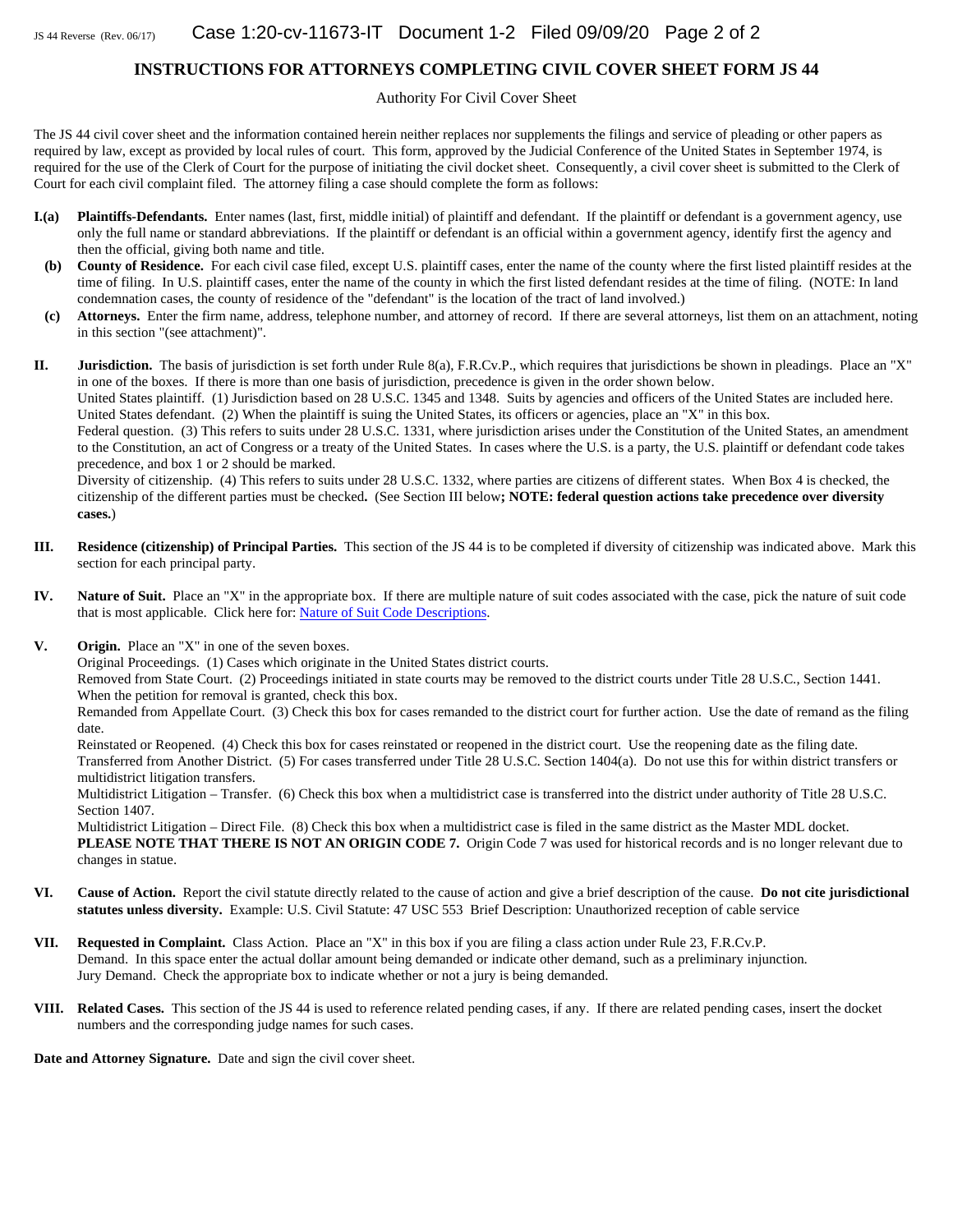# INSTRUCTIONS FOR ATTORNEYS COMPLETING CIVIL COVER SHEET FORM JS 44

Authority For Civil Cover Sheet

The JS 44 civil cover sheet and the information contained herein neither replaces nor supplements the filings and service of pleading or other papers as required by law, except as provided by local rules of court. This form, approved by the Judicial Conference of the United States in September 1974, is required for the use of the Clerk of Court for the purpose of initiating the civil docket sheet. Consequently, a civil cover sheet is submitted to the Clerk of Court for each civil complaint filed. The attorney filing a case should complete the form as follows:

**I.(a) Plaintiffs-Defendants.** Enter names (last, first, middle initial) of plaintiff and defendant. If the plaintiff or defendant is a government agency, use only the full name or standard abbreviations. If the plaintiff or defendant is an official within a government agency, identify first the agency and then the official, giving both name and title.

**(b) County of Residence.** For each civil case filed, except U.S. plaintiff cases, enter the name of the county where the first listed plaintiff resides at the time of filing. In U.S. plaintiff cases, enter the name of the county in which the first listed defendant resides at the time of filing. (NOTE: In land condemnation cases, the county of residence of the "defendant" is the location of the tract of land involved.)

**(c) Attorneys.** Enter the firm name, address, telephone number, and attorney of record. If there are several attorneys, list them on an attachment, noting in this section "(see attachment)".

**II. Jurisdiction.** The basis of jurisdiction is set forth under Rule 8(a), F.R.Cv.P., which requires that jurisdictions be shown in pleadings. Place an "X" in one of the boxes. If there is more than one basis of jurisdiction, precedence is given in the order shown below.
United States plaintiff. (1) Jurisdiction based on 28 U.S.C. 1345 and 1348. Suits by agencies and officers of the United States are included here.
United States defendant. (2) When the plaintiff is suing the United States, its officers or agencies, place an "X" in this box.
Federal question. (3) This refers to suits under 28 U.S.C. 1331, where jurisdiction arises under the Constitution of the United States, an amendment to the Constitution, an act of Congress or a treaty of the United States. In cases where the U.S. is a party, the U.S. plaintiff or defendant code takes precedence, and box 1 or 2 should be marked.
Diversity of citizenship. (4) This refers to suits under 28 U.S.C. 1332, where parties are citizens of different states. When Box 4 is checked, the citizenship of the different parties must be checked**.** (See Section III below**; NOTE: federal question actions take precedence over diversity cases.**)

**III. Residence (citizenship) of Principal Parties.** This section of the JS 44 is to be completed if diversity of citizenship was indicated above. Mark this section for each principal party.

**IV. Nature of Suit.** Place an "X" in the appropriate box. If there are multiple nature of suit codes associated with the case, pick the nature of suit code that is most applicable. Click here for: Nature of Suit Code Descriptions.

**V. Origin.** Place an "X" in one of the seven boxes.
Original Proceedings. (1) Cases which originate in the United States district courts.
Removed from State Court. (2) Proceedings initiated in state courts may be removed to the district courts under Title 28 U.S.C., Section 1441. When the petition for removal is granted, check this box.
Remanded from Appellate Court. (3) Check this box for cases remanded to the district court for further action. Use the date of remand as the filing date.
Reinstated or Reopened. (4) Check this box for cases reinstated or reopened in the district court. Use the reopening date as the filing date.
Transferred from Another District. (5) For cases transferred under Title 28 U.S.C. Section 1404(a). Do not use this for within district transfers or multidistrict litigation transfers.
Multidistrict Litigation – Transfer. (6) Check this box when a multidistrict case is transferred into the district under authority of Title 28 U.S.C. Section 1407.
Multidistrict Litigation – Direct File. (8) Check this box when a multidistrict case is filed in the same district as the Master MDL docket.
**PLEASE NOTE THAT THERE IS NOT AN ORIGIN CODE 7.** Origin Code 7 was used for historical records and is no longer relevant due to changes in statue.

**VI. Cause of Action.** Report the civil statute directly related to the cause of action and give a brief description of the cause. **Do not cite jurisdictional statutes unless diversity.** Example: U.S. Civil Statute: 47 USC 553 Brief Description: Unauthorized reception of cable service

**VII. Requested in Complaint.** Class Action. Place an "X" in this box if you are filing a class action under Rule 23, F.R.Cv.P.
Demand. In this space enter the actual dollar amount being demanded or indicate other demand, such as a preliminary injunction.
Jury Demand. Check the appropriate box to indicate whether or not a jury is being demanded.

**VIII. Related Cases.** This section of the JS 44 is used to reference related pending cases, if any. If there are related pending cases, insert the docket numbers and the corresponding judge names for such cases.

**Date and Attorney Signature.** Date and sign the civil cover sheet.